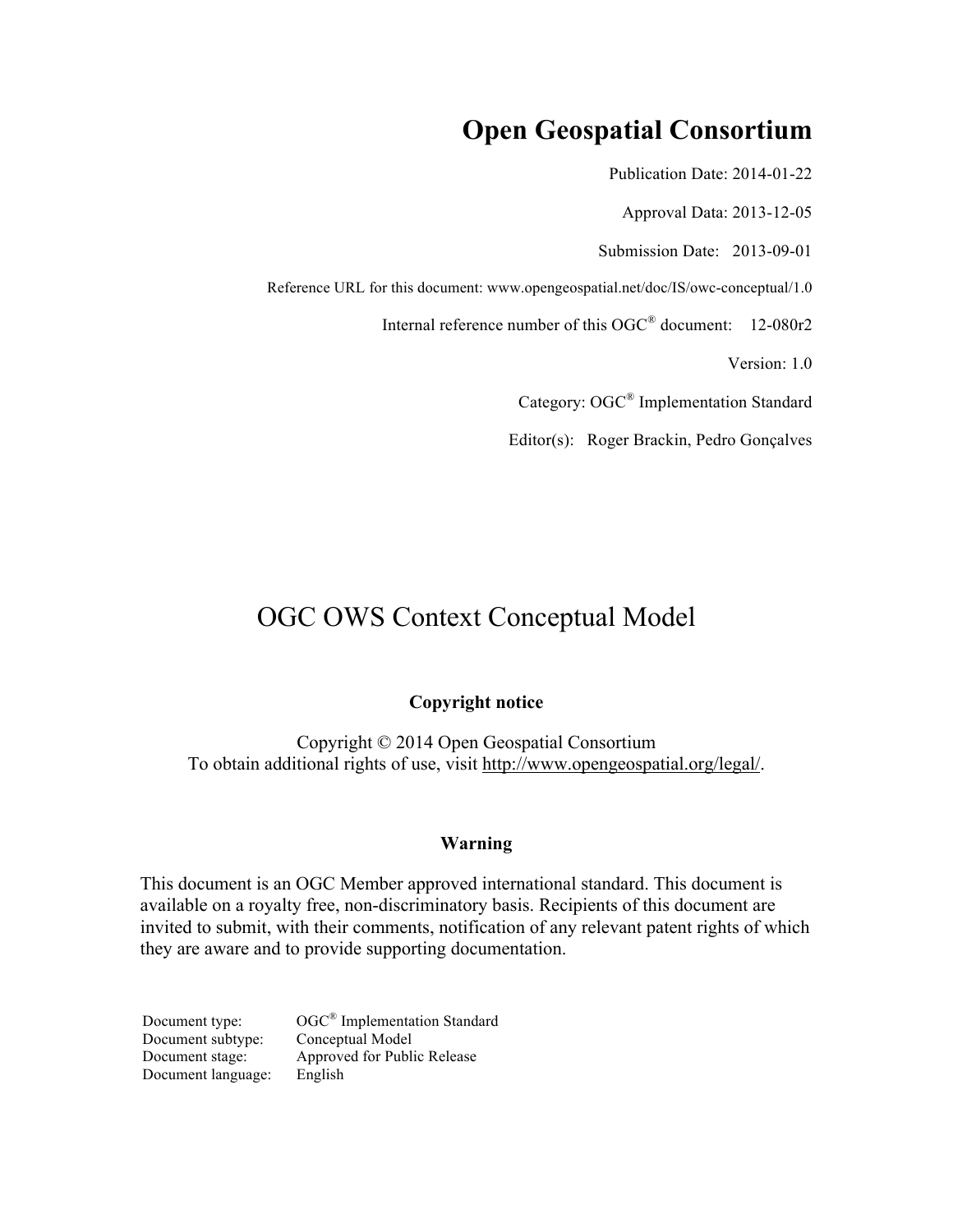# Open Geospatial Consortium

Publication Date: 2014-01-22

Approval Data: 2013-12-05

Submission Date: 2013-09-01

Reference URL for this document: www.opengeospatial.net/doc/IS/owc-conceptual/1.0

Internal reference number of this OGC® document: 12-080r2

Version: 1.0

Category: OGC® Implementation Standard

Editor(s): Roger Brackin, Pedro Gonçalves

# OGC OWS Context Conceptual Model

**Copyright notice**

Copyright © 2014 Open Geospatial Consortium
To obtain additional rights of use, visit http://www.opengeospatial.org/legal/.

**Warning**

This document is an OGC Member approved international standard. This document is available on a royalty free, non-discriminatory basis. Recipients of this document are invited to submit, with their comments, notification of any relevant patent rights of which they are aware and to provide supporting documentation.

| | |
|---|---|
| Document type: | OGC® Implementation Standard |
| Document subtype: | Conceptual Model |
| Document stage: | Approved for Public Release |
| Document language: | English |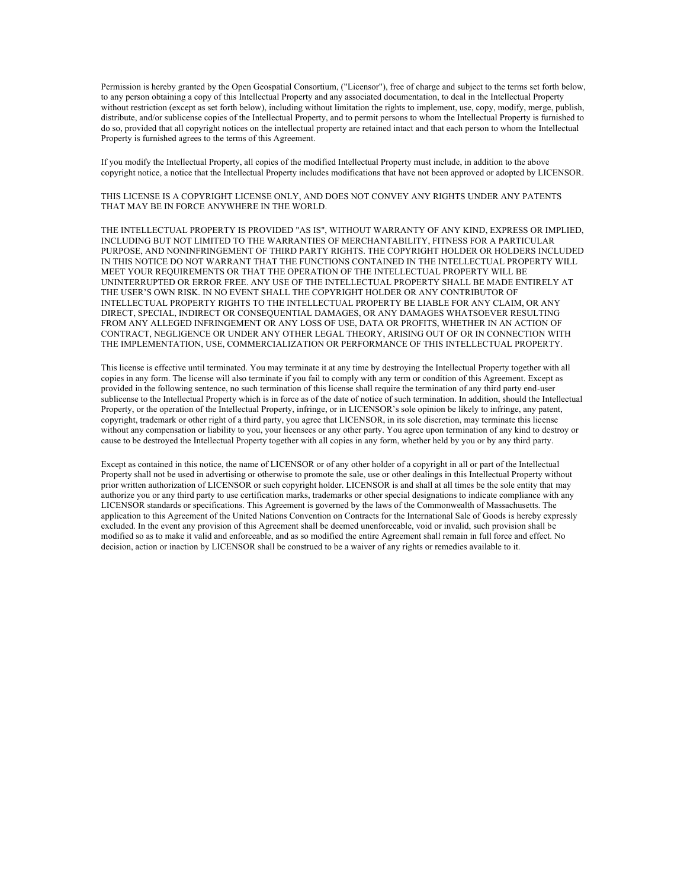Permission is hereby granted by the Open Geospatial Consortium, ("Licensor"), free of charge and subject to the terms set forth below, to any person obtaining a copy of this Intellectual Property and any associated documentation, to deal in the Intellectual Property without restriction (except as set forth below), including without limitation the rights to implement, use, copy, modify, merge, publish, distribute, and/or sublicense copies of the Intellectual Property, and to permit persons to whom the Intellectual Property is furnished to do so, provided that all copyright notices on the intellectual property are retained intact and that each person to whom the Intellectual Property is furnished agrees to the terms of this Agreement.

If you modify the Intellectual Property, all copies of the modified Intellectual Property must include, in addition to the above copyright notice, a notice that the Intellectual Property includes modifications that have not been approved or adopted by LICENSOR.

THIS LICENSE IS A COPYRIGHT LICENSE ONLY, AND DOES NOT CONVEY ANY RIGHTS UNDER ANY PATENTS THAT MAY BE IN FORCE ANYWHERE IN THE WORLD.

THE INTELLECTUAL PROPERTY IS PROVIDED "AS IS", WITHOUT WARRANTY OF ANY KIND, EXPRESS OR IMPLIED, INCLUDING BUT NOT LIMITED TO THE WARRANTIES OF MERCHANTABILITY, FITNESS FOR A PARTICULAR PURPOSE, AND NONINFRINGEMENT OF THIRD PARTY RIGHTS. THE COPYRIGHT HOLDER OR HOLDERS INCLUDED IN THIS NOTICE DO NOT WARRANT THAT THE FUNCTIONS CONTAINED IN THE INTELLECTUAL PROPERTY WILL MEET YOUR REQUIREMENTS OR THAT THE OPERATION OF THE INTELLECTUAL PROPERTY WILL BE UNINTERRUPTED OR ERROR FREE. ANY USE OF THE INTELLECTUAL PROPERTY SHALL BE MADE ENTIRELY AT THE USER'S OWN RISK. IN NO EVENT SHALL THE COPYRIGHT HOLDER OR ANY CONTRIBUTOR OF INTELLECTUAL PROPERTY RIGHTS TO THE INTELLECTUAL PROPERTY BE LIABLE FOR ANY CLAIM, OR ANY DIRECT, SPECIAL, INDIRECT OR CONSEQUENTIAL DAMAGES, OR ANY DAMAGES WHATSOEVER RESULTING FROM ANY ALLEGED INFRINGEMENT OR ANY LOSS OF USE, DATA OR PROFITS, WHETHER IN AN ACTION OF CONTRACT, NEGLIGENCE OR UNDER ANY OTHER LEGAL THEORY, ARISING OUT OF OR IN CONNECTION WITH THE IMPLEMENTATION, USE, COMMERCIALIZATION OR PERFORMANCE OF THIS INTELLECTUAL PROPERTY.

This license is effective until terminated. You may terminate it at any time by destroying the Intellectual Property together with all copies in any form. The license will also terminate if you fail to comply with any term or condition of this Agreement. Except as provided in the following sentence, no such termination of this license shall require the termination of any third party end-user sublicense to the Intellectual Property which is in force as of the date of notice of such termination. In addition, should the Intellectual Property, or the operation of the Intellectual Property, infringe, or in LICENSOR's sole opinion be likely to infringe, any patent, copyright, trademark or other right of a third party, you agree that LICENSOR, in its sole discretion, may terminate this license without any compensation or liability to you, your licensees or any other party. You agree upon termination of any kind to destroy or cause to be destroyed the Intellectual Property together with all copies in any form, whether held by you or by any third party.

Except as contained in this notice, the name of LICENSOR or of any other holder of a copyright in all or part of the Intellectual Property shall not be used in advertising or otherwise to promote the sale, use or other dealings in this Intellectual Property without prior written authorization of LICENSOR or such copyright holder. LICENSOR is and shall at all times be the sole entity that may authorize you or any third party to use certification marks, trademarks or other special designations to indicate compliance with any LICENSOR standards or specifications. This Agreement is governed by the laws of the Commonwealth of Massachusetts. The application to this Agreement of the United Nations Convention on Contracts for the International Sale of Goods is hereby expressly excluded. In the event any provision of this Agreement shall be deemed unenforceable, void or invalid, such provision shall be modified so as to make it valid and enforceable, and as so modified the entire Agreement shall remain in full force and effect. No decision, action or inaction by LICENSOR shall be construed to be a waiver of any rights or remedies available to it.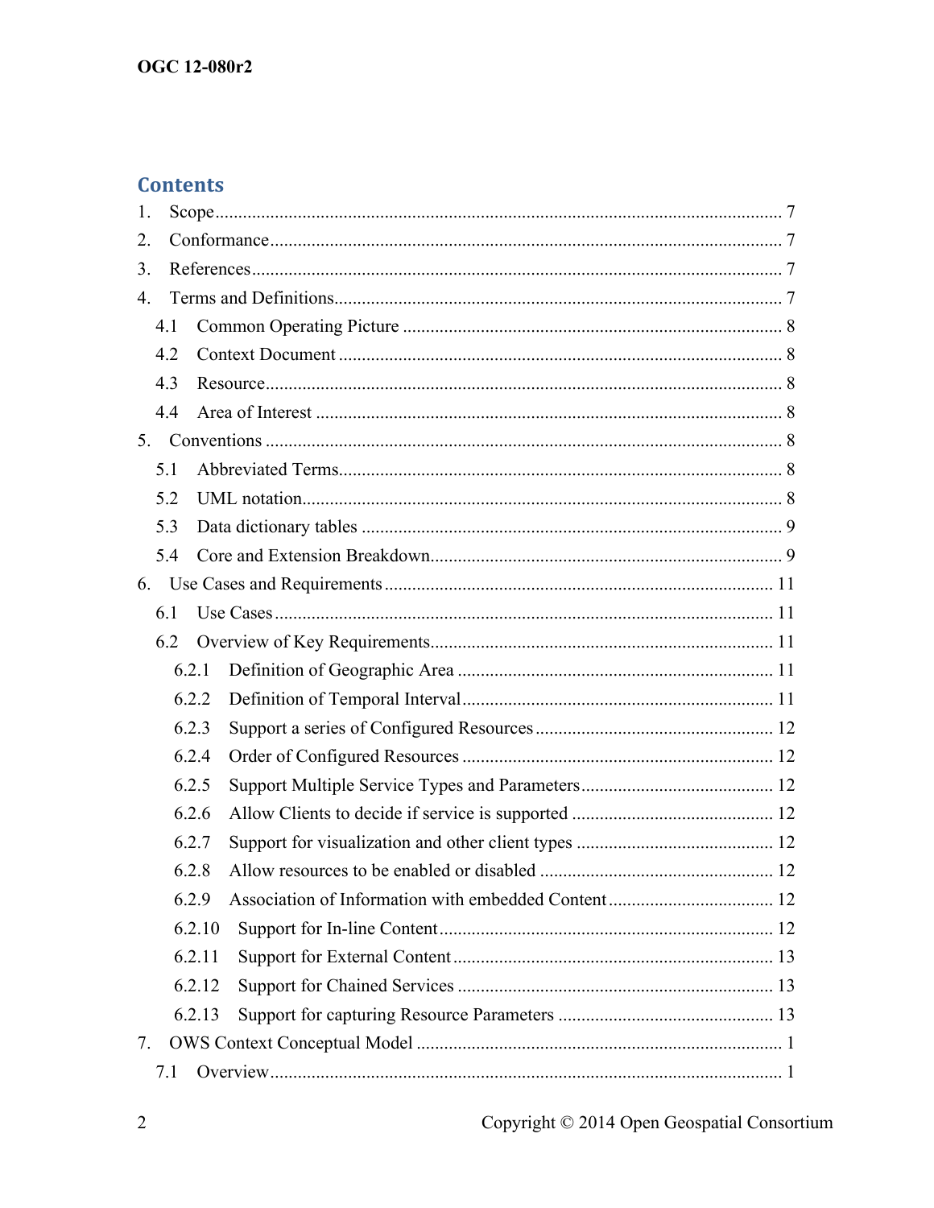## Contents

1. Scope ........................................................................................................................ 7
2. Conformance ............................................................................................................. 7
3. References ................................................................................................................. 7
4. Terms and Definitions ................................................................................................ 7
   - 4.1 Common Operating Picture ................................................................................. 8
   - 4.2 Context Document ............................................................................................... 8
   - 4.3 Resource .............................................................................................................. 8
   - 4.4 Area of Interest .................................................................................................... 8
5. Conventions ............................................................................................................... 8
   - 5.1 Abbreviated Terms ............................................................................................... 8
   - 5.2 UML notation ....................................................................................................... 8
   - 5.3 Data dictionary tables .......................................................................................... 9
   - 5.4 Core and Extension Breakdown ........................................................................... 9
6. Use Cases and Requirements ................................................................................... 11
   - 6.1 Use Cases ........................................................................................................... 11
   - 6.2 Overview of Key Requirements .......................................................................... 11
     - 6.2.1 Definition of Geographic Area ..................................................................... 11
     - 6.2.2 Definition of Temporal Interval .................................................................... 11
     - 6.2.3 Support a series of Configured Resources .................................................... 12
     - 6.2.4 Order of Configured Resources .................................................................... 12
     - 6.2.5 Support Multiple Service Types and Parameters .......................................... 12
     - 6.2.6 Allow Clients to decide if service is supported ............................................ 12
     - 6.2.7 Support for visualization and other client types ........................................... 12
     - 6.2.8 Allow resources to be enabled or disabled ................................................... 12
     - 6.2.9 Association of Information with embedded Content .................................... 12
     - 6.2.10 Support for In-line Content ........................................................................ 12
     - 6.2.11 Support for External Content ..................................................................... 13
     - 6.2.12 Support for Chained Services ..................................................................... 13
     - 6.2.13 Support for capturing Resource Parameters ............................................... 13
7. OWS Context Conceptual Model ............................................................................... 1
   - 7.1 Overview .............................................................................................................. 1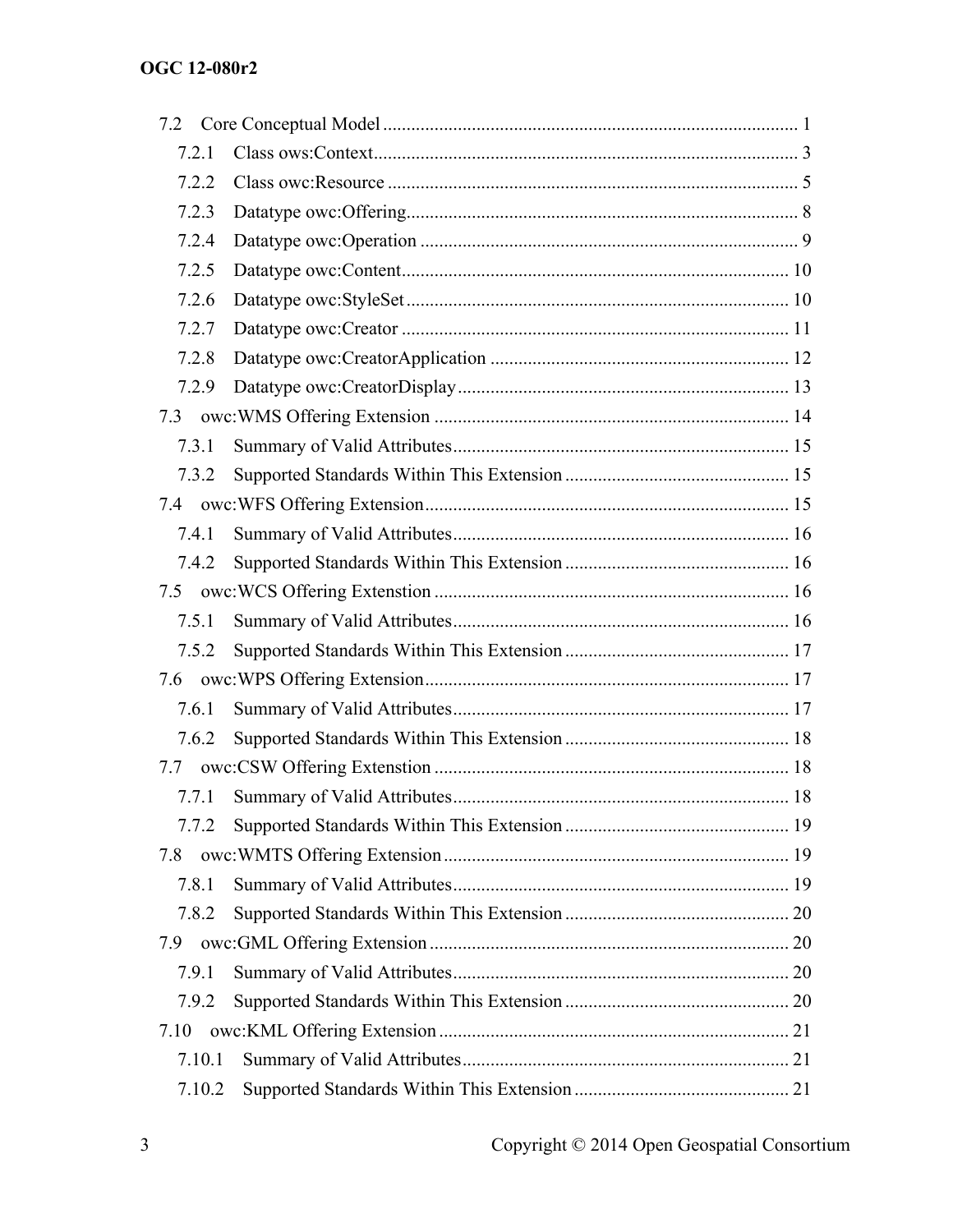7.2 Core Conceptual Model ........................................................................................ 1

7.2.1 Class ows:Context........................................................................................... 3

7.2.2 Class owc:Resource ........................................................................................ 5

7.2.3 Datatype owc:Offering.................................................................................... 8

7.2.4 Datatype owc:Operation ................................................................................. 9

7.2.5 Datatype owc:Content.................................................................................... 10

7.2.6 Datatype owc:StyleSet ................................................................................... 10

7.2.7 Datatype owc:Creator .................................................................................... 11

7.2.8 Datatype owc:CreatorApplication ................................................................. 12

7.2.9 Datatype owc:CreatorDisplay........................................................................ 13

7.3 owc:WMS Offering Extension ............................................................................ 14

7.3.1 Summary of Valid Attributes......................................................................... 15

7.3.2 Supported Standards Within This Extension ................................................. 15

7.4 owc:WFS Offering Extension.............................................................................. 15

7.4.1 Summary of Valid Attributes......................................................................... 16

7.4.2 Supported Standards Within This Extension ................................................. 16

7.5 owc:WCS Offering Extenstion ............................................................................ 16

7.5.1 Summary of Valid Attributes......................................................................... 16

7.5.2 Supported Standards Within This Extension ................................................. 17

7.6 owc:WPS Offering Extension.............................................................................. 17

7.6.1 Summary of Valid Attributes......................................................................... 17

7.6.2 Supported Standards Within This Extension ................................................. 18

7.7 owc:CSW Offering Extenstion ............................................................................ 18

7.7.1 Summary of Valid Attributes......................................................................... 18

7.7.2 Supported Standards Within This Extension ................................................. 19

7.8 owc:WMTS Offering Extension.......................................................................... 19

7.8.1 Summary of Valid Attributes......................................................................... 19

7.8.2 Supported Standards Within This Extension ................................................. 20

7.9 owc:GML Offering Extension ............................................................................. 20

7.9.1 Summary of Valid Attributes......................................................................... 20

7.9.2 Supported Standards Within This Extension ................................................. 20

7.10 owc:KML Offering Extension ........................................................................... 21

7.10.1 Summary of Valid Attributes....................................................................... 21

7.10.2 Supported Standards Within This Extension ............................................... 21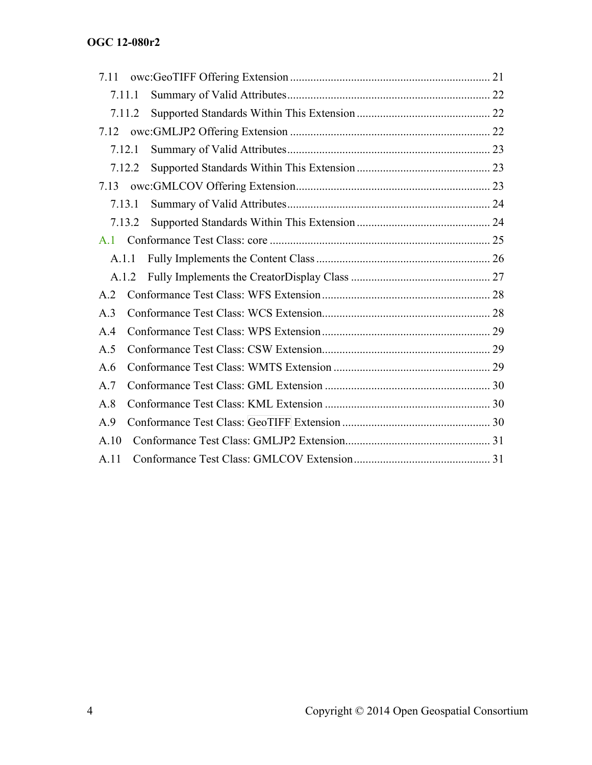7.11 owc:GeoTIFF Offering Extension .................................................................... 21

7.11.1 Summary of Valid Attributes ...................................................................... 22

7.11.2 Supported Standards Within This Extension .............................................. 22

7.12 owc:GMLJP2 Offering Extension .................................................................... 22

7.12.1 Summary of Valid Attributes ...................................................................... 23

7.12.2 Supported Standards Within This Extension .............................................. 23

7.13 owc:GMLCOV Offering Extension ................................................................... 23

7.13.1 Summary of Valid Attributes ...................................................................... 24

7.13.2 Supported Standards Within This Extension .............................................. 24

A.1 Conformance Test Class: core ............................................................................ 25

A.1.1 Fully Implements the Content Class ............................................................ 26

A.1.2 Fully Implements the CreatorDisplay Class ................................................ 27

A.2 Conformance Test Class: WFS Extension .......................................................... 28

A.3 Conformance Test Class: WCS Extension .......................................................... 28

A.4 Conformance Test Class: WPS Extension .......................................................... 29

A.5 Conformance Test Class: CSW Extension .......................................................... 29

A.6 Conformance Test Class: WMTS Extension ...................................................... 29

A.7 Conformance Test Class: GML Extension ......................................................... 30

A.8 Conformance Test Class: KML Extension ......................................................... 30

A.9 Conformance Test Class: GeoTIFF Extension ................................................... 30

A.10 Conformance Test Class: GMLJP2 Extension .................................................. 31

A.11 Conformance Test Class: GMLCOV Extension ............................................... 31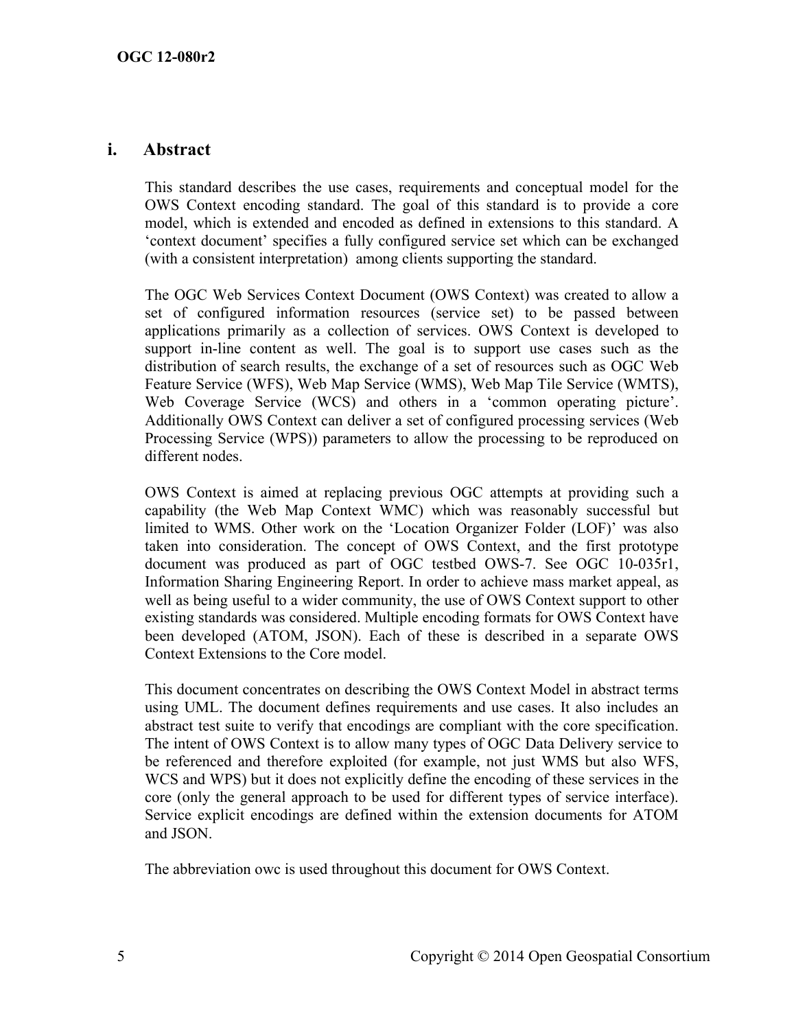## i. Abstract

This standard describes the use cases, requirements and conceptual model for the OWS Context encoding standard. The goal of this standard is to provide a core model, which is extended and encoded as defined in extensions to this standard. A 'context document' specifies a fully configured service set which can be exchanged (with a consistent interpretation) among clients supporting the standard.

The OGC Web Services Context Document (OWS Context) was created to allow a set of configured information resources (service set) to be passed between applications primarily as a collection of services. OWS Context is developed to support in-line content as well. The goal is to support use cases such as the distribution of search results, the exchange of a set of resources such as OGC Web Feature Service (WFS), Web Map Service (WMS), Web Map Tile Service (WMTS), Web Coverage Service (WCS) and others in a 'common operating picture'. Additionally OWS Context can deliver a set of configured processing services (Web Processing Service (WPS)) parameters to allow the processing to be reproduced on different nodes.

OWS Context is aimed at replacing previous OGC attempts at providing such a capability (the Web Map Context WMC) which was reasonably successful but limited to WMS. Other work on the 'Location Organizer Folder (LOF)' was also taken into consideration. The concept of OWS Context, and the first prototype document was produced as part of OGC testbed OWS-7. See OGC 10-035r1, Information Sharing Engineering Report. In order to achieve mass market appeal, as well as being useful to a wider community, the use of OWS Context support to other existing standards was considered. Multiple encoding formats for OWS Context have been developed (ATOM, JSON). Each of these is described in a separate OWS Context Extensions to the Core model.

This document concentrates on describing the OWS Context Model in abstract terms using UML. The document defines requirements and use cases. It also includes an abstract test suite to verify that encodings are compliant with the core specification. The intent of OWS Context is to allow many types of OGC Data Delivery service to be referenced and therefore exploited (for example, not just WMS but also WFS, WCS and WPS) but it does not explicitly define the encoding of these services in the core (only the general approach to be used for different types of service interface). Service explicit encodings are defined within the extension documents for ATOM and JSON.

The abbreviation owc is used throughout this document for OWS Context.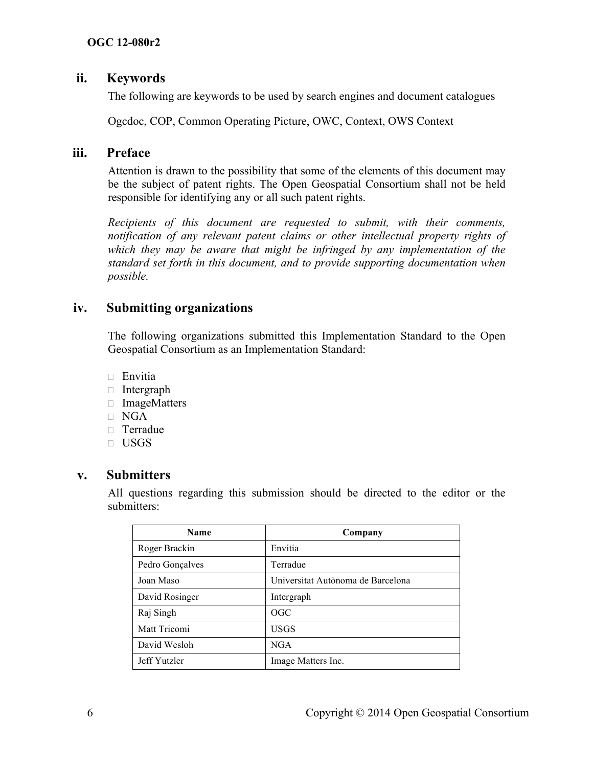## ii. Keywords

The following are keywords to be used by search engines and document catalogues

Ogcdoc, COP, Common Operating Picture, OWC, Context, OWS Context

## iii. Preface

Attention is drawn to the possibility that some of the elements of this document may be the subject of patent rights. The Open Geospatial Consortium shall not be held responsible for identifying any or all such patent rights.

*Recipients of this document are requested to submit, with their comments, notification of any relevant patent claims or other intellectual property rights of which they may be aware that might be infringed by any implementation of the standard set forth in this document, and to provide supporting documentation when possible.*

## iv. Submitting organizations

The following organizations submitted this Implementation Standard to the Open Geospatial Consortium as an Implementation Standard:

- Envitia
- Intergraph
- ImageMatters
- NGA
- Terradue
- USGS

## v. Submitters

All questions regarding this submission should be directed to the editor or the submitters:

| Name | Company |
|---|---|
| Roger Brackin | Envitia |
| Pedro Gonçalves | Terradue |
| Joan Maso | Universitat Autònoma de Barcelona |
| David Rosinger | Intergraph |
| Raj Singh | OGC |
| Matt Tricomi | USGS |
| David Wesloh | NGA |
| Jeff Yutzler | Image Matters Inc. |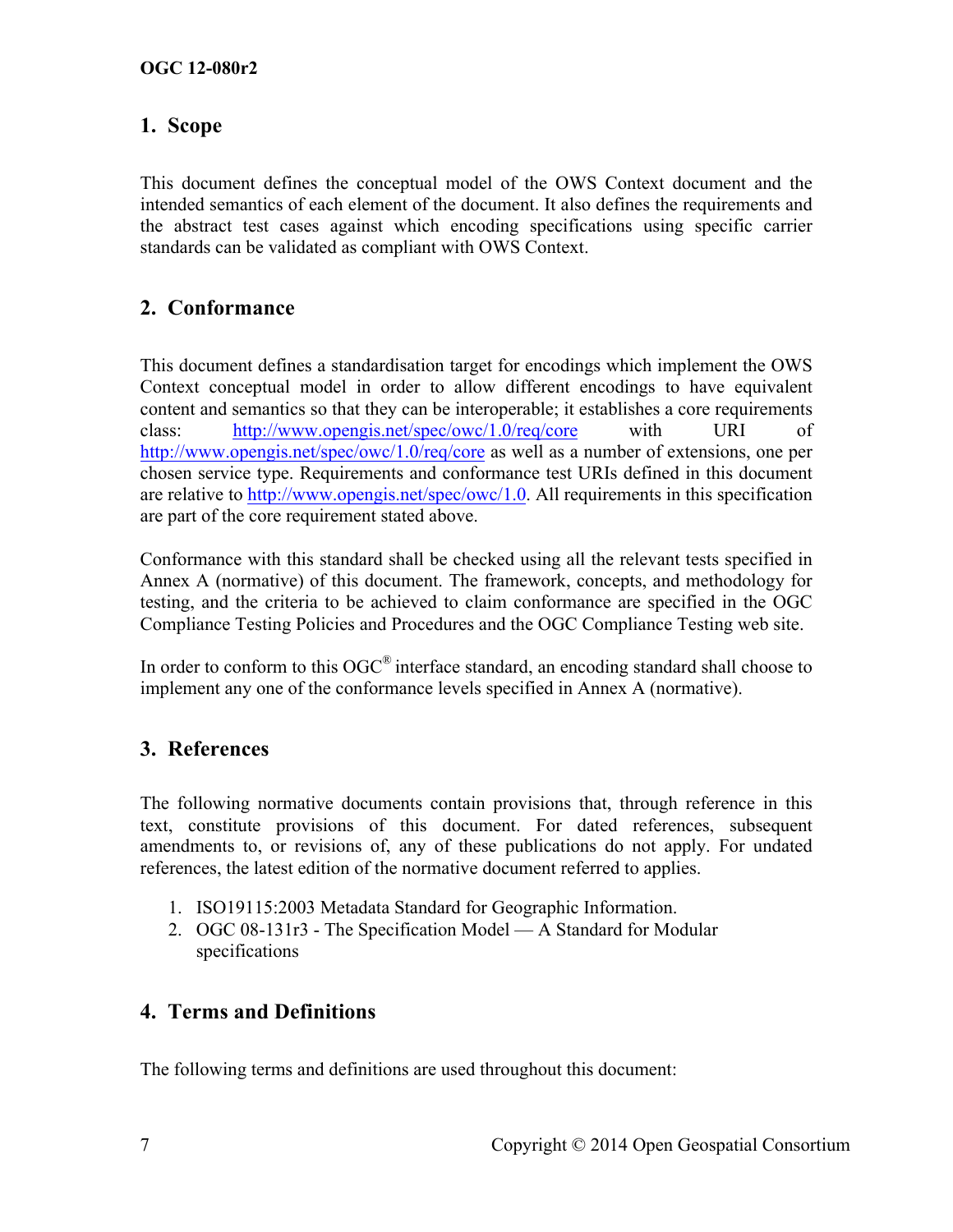## 1. Scope

This document defines the conceptual model of the OWS Context document and the intended semantics of each element of the document. It also defines the requirements and the abstract test cases against which encoding specifications using specific carrier standards can be validated as compliant with OWS Context.

## 2. Conformance

This document defines a standardisation target for encodings which implement the OWS Context conceptual model in order to allow different encodings to have equivalent content and semantics so that they can be interoperable; it establishes a core requirements class: http://www.opengis.net/spec/owc/1.0/req/core with URI of http://www.opengis.net/spec/owc/1.0/req/core as well as a number of extensions, one per chosen service type. Requirements and conformance test URIs defined in this document are relative to http://www.opengis.net/spec/owc/1.0. All requirements in this specification are part of the core requirement stated above.

Conformance with this standard shall be checked using all the relevant tests specified in Annex A (normative) of this document. The framework, concepts, and methodology for testing, and the criteria to be achieved to claim conformance are specified in the OGC Compliance Testing Policies and Procedures and the OGC Compliance Testing web site.

In order to conform to this OGC® interface standard, an encoding standard shall choose to implement any one of the conformance levels specified in Annex A (normative).

## 3. References

The following normative documents contain provisions that, through reference in this text, constitute provisions of this document. For dated references, subsequent amendments to, or revisions of, any of these publications do not apply. For undated references, the latest edition of the normative document referred to applies.

1. ISO19115:2003 Metadata Standard for Geographic Information.
2. OGC 08-131r3 - The Specification Model — A Standard for Modular specifications

## 4. Terms and Definitions

The following terms and definitions are used throughout this document: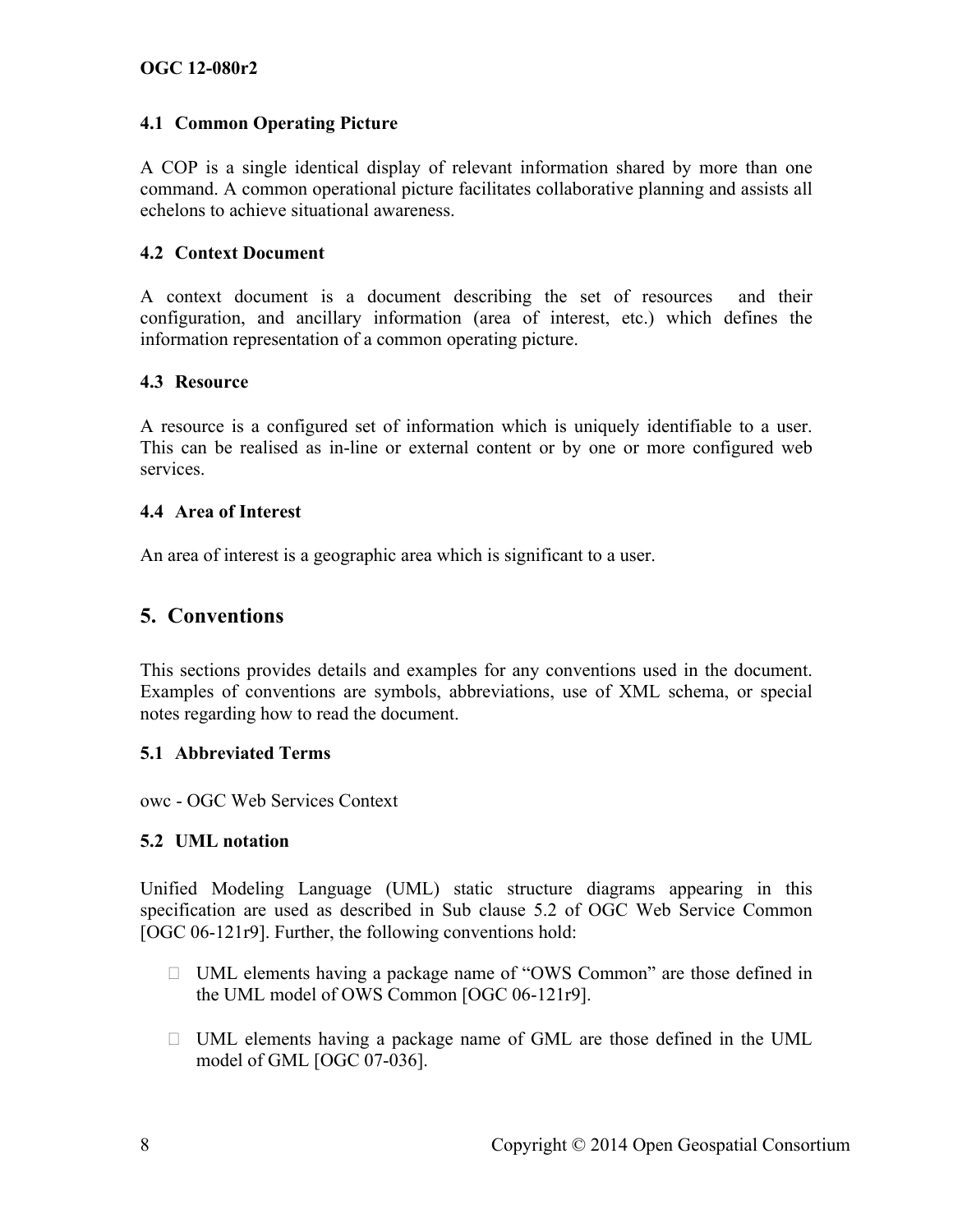### 4.1 Common Operating Picture

A COP is a single identical display of relevant information shared by more than one command. A common operational picture facilitates collaborative planning and assists all echelons to achieve situational awareness.

### 4.2 Context Document

A context document is a document describing the set of resources and their configuration, and ancillary information (area of interest, etc.) which defines the information representation of a common operating picture.

### 4.3 Resource

A resource is a configured set of information which is uniquely identifiable to a user. This can be realised as in-line or external content or by one or more configured web services.

### 4.4 Area of Interest

An area of interest is a geographic area which is significant to a user.

## 5. Conventions

This sections provides details and examples for any conventions used in the document. Examples of conventions are symbols, abbreviations, use of XML schema, or special notes regarding how to read the document.

### 5.1 Abbreviated Terms

owc - OGC Web Services Context

### 5.2 UML notation

Unified Modeling Language (UML) static structure diagrams appearing in this specification are used as described in Sub clause 5.2 of OGC Web Service Common [OGC 06-121r9]. Further, the following conventions hold:

- UML elements having a package name of "OWS Common" are those defined in the UML model of OWS Common [OGC 06-121r9].

- UML elements having a package name of GML are those defined in the UML model of GML [OGC 07-036].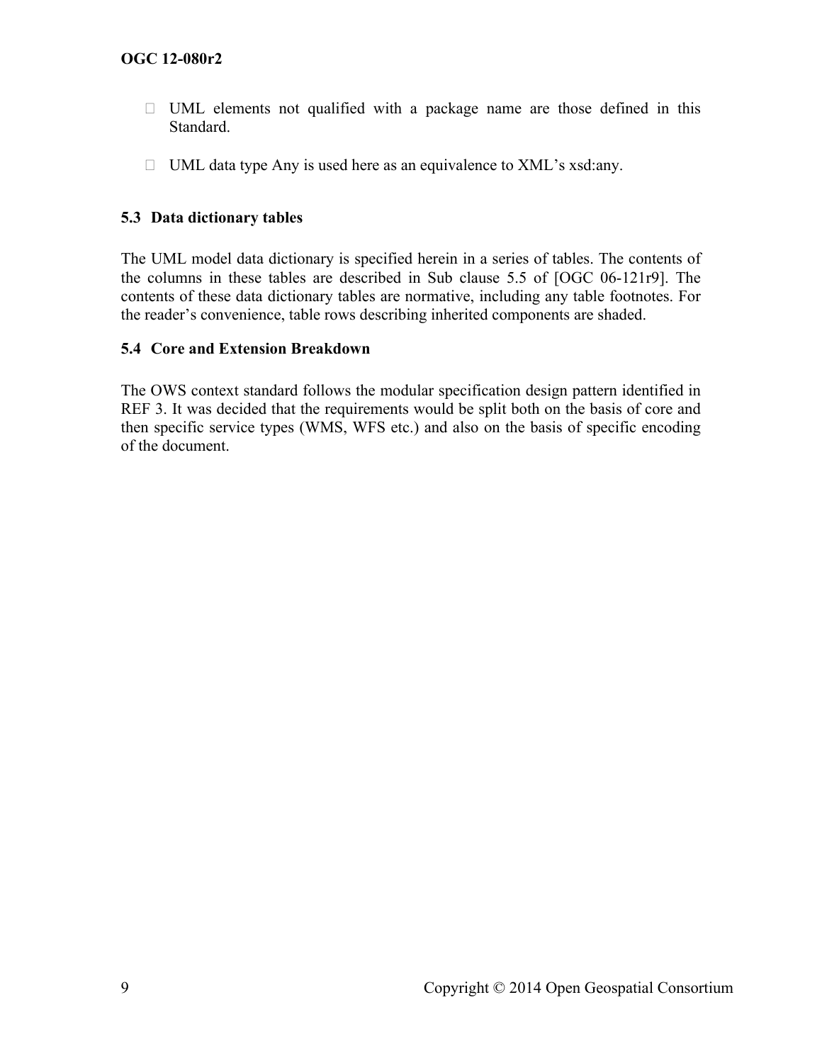- UML elements not qualified with a package name are those defined in this Standard.

- UML data type Any is used here as an equivalence to XML's xsd:any.

### 5.3 Data dictionary tables

The UML model data dictionary is specified herein in a series of tables. The contents of the columns in these tables are described in Sub clause 5.5 of [OGC 06-121r9]. The contents of these data dictionary tables are normative, including any table footnotes. For the reader's convenience, table rows describing inherited components are shaded.

### 5.4 Core and Extension Breakdown

The OWS context standard follows the modular specification design pattern identified in REF 3. It was decided that the requirements would be split both on the basis of core and then specific service types (WMS, WFS etc.) and also on the basis of specific encoding of the document.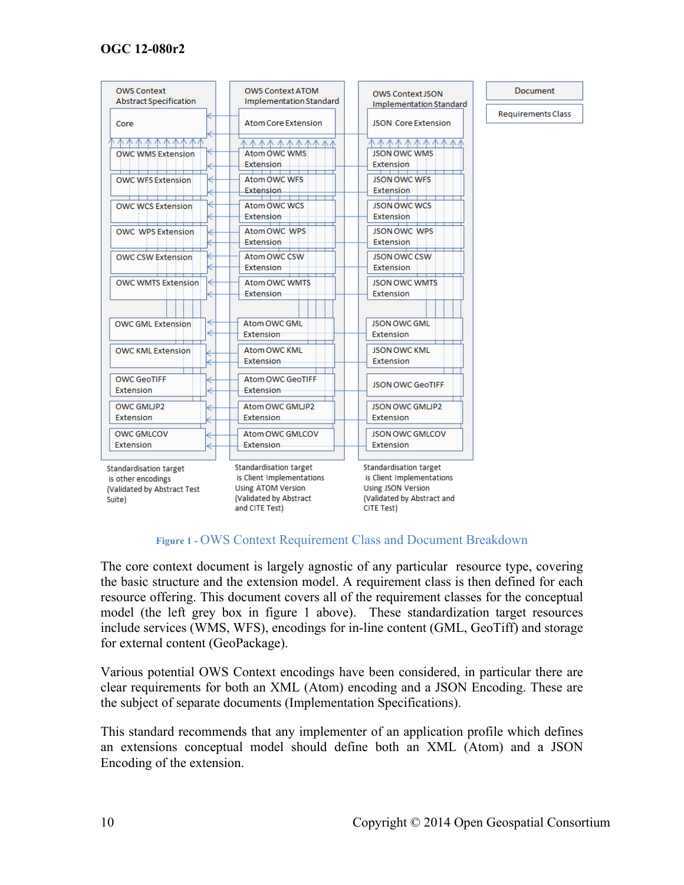| OWS Context Abstract Specification | OWS Context ATOM Implementation Standard | OWS Context JSON Implementation Standard |
| --- | --- | --- |
| Core | Atom Core Extension | JSON Core Extension |
| OWC WMS Extension | Atom OWC WMS Extension | JSON OWC WMS Extension |
| OWC WFS Extension | Atom OWC WFS Extension | JSON OWC WFS Extension |
| OWC WCS Extension | Atom OWC WCS Extension | JSON OWC WCS Extension |
| OWC WPS Extension | Atom OWC WPS Extension | JSON OWC WPS Extension |
| OWC CSW Extension | Atom OWC CSW Extension | JSON OWC CSW Extension |
| OWC WMTS Extension | Atom OWC WMTS Extension | JSON OWC WMTS Extension |
| OWC GML Extension | Atom OWC GML Extension | JSON OWC GML Extension |
| OWC KML Extension | Atom OWC KML Extension | JSON OWC KML Extension |
| OWC GeoTIFF Extension | Atom OWC GeoTIFF Extension | JSON OWC GeoTIFF |
| OWC GMLJP2 Extension | Atom OWC GMLJP2 Extension | JSON OWC GMLJP2 Extension |
| OWC GMLCOV Extension | Atom OWC GMLCOV Extension | JSON OWC GMLCOV Extension |
| Standardisation target is other encodings (Validated by Abstract Test Suite) | Standardisation target is Client Implementations Using ATOM Version (Validated by Abstract and CITE Test) | Standardisation target is Client Implementations Using JSON Version (Validated by Abstract and CITE Test) |

Legend: Document; Requirements Class

Figure 1 - OWS Context Requirement Class and Document Breakdown

The core context document is largely agnostic of any particular resource type, covering the basic structure and the extension model. A requirement class is then defined for each resource offering. This document covers all of the requirement classes for the conceptual model (the left grey box in figure 1 above). These standardization target resources include services (WMS, WFS), encodings for in-line content (GML, GeoTiff) and storage for external content (GeoPackage).

Various potential OWS Context encodings have been considered, in particular there are clear requirements for both an XML (Atom) encoding and a JSON Encoding. These are the subject of separate documents (Implementation Specifications).

This standard recommends that any implementer of an application profile which defines an extensions conceptual model should define both an XML (Atom) and a JSON Encoding of the extension.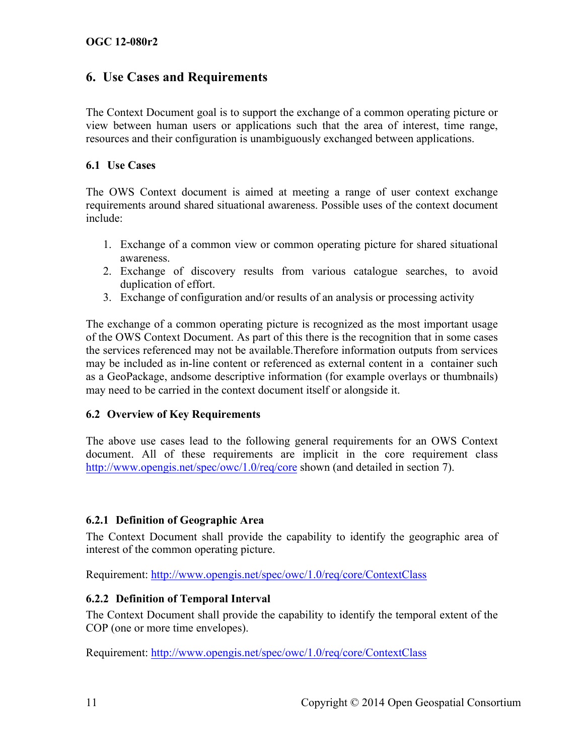## 6. Use Cases and Requirements

The Context Document goal is to support the exchange of a common operating picture or view between human users or applications such that the area of interest, time range, resources and their configuration is unambiguously exchanged between applications.

### 6.1 Use Cases

The OWS Context document is aimed at meeting a range of user context exchange requirements around shared situational awareness. Possible uses of the context document include:

1. Exchange of a common view or common operating picture for shared situational awareness.
2. Exchange of discovery results from various catalogue searches, to avoid duplication of effort.
3. Exchange of configuration and/or results of an analysis or processing activity

The exchange of a common operating picture is recognized as the most important usage of the OWS Context Document. As part of this there is the recognition that in some cases the services referenced may not be available.Therefore information outputs from services may be included as in-line content or referenced as external content in a container such as a GeoPackage, andsome descriptive information (for example overlays or thumbnails) may need to be carried in the context document itself or alongside it.

### 6.2 Overview of Key Requirements

The above use cases lead to the following general requirements for an OWS Context document. All of these requirements are implicit in the core requirement class http://www.opengis.net/spec/owc/1.0/req/core shown (and detailed in section 7).

#### 6.2.1 Definition of Geographic Area

The Context Document shall provide the capability to identify the geographic area of interest of the common operating picture.

Requirement: http://www.opengis.net/spec/owc/1.0/req/core/ContextClass

#### 6.2.2 Definition of Temporal Interval

The Context Document shall provide the capability to identify the temporal extent of the COP (one or more time envelopes).

Requirement: http://www.opengis.net/spec/owc/1.0/req/core/ContextClass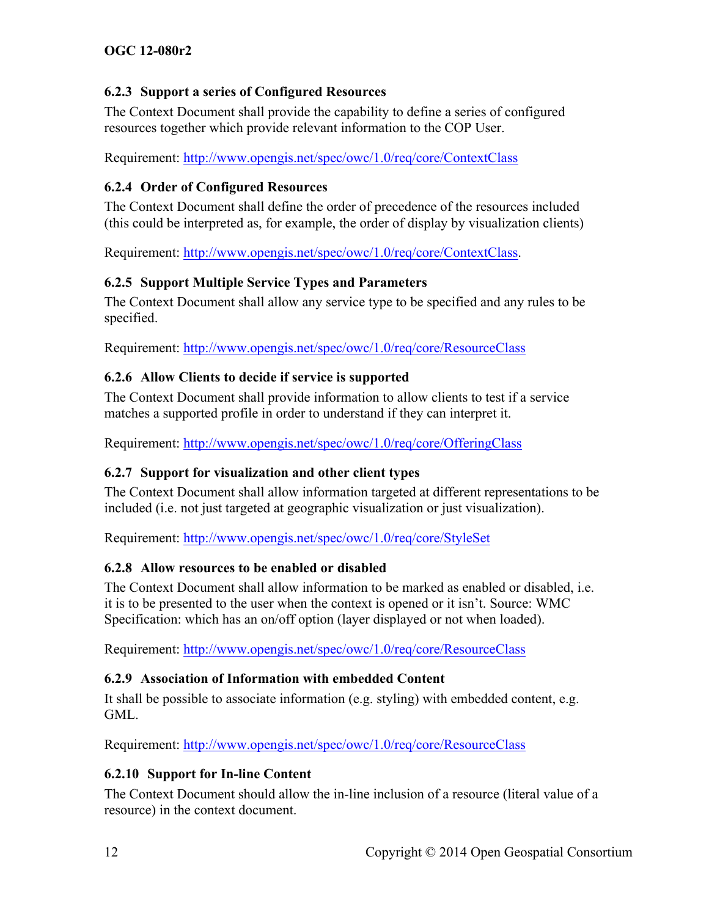### 6.2.3 Support a series of Configured Resources

The Context Document shall provide the capability to define a series of configured resources together which provide relevant information to the COP User.

Requirement: http://www.opengis.net/spec/owc/1.0/req/core/ContextClass

### 6.2.4 Order of Configured Resources

The Context Document shall define the order of precedence of the resources included (this could be interpreted as, for example, the order of display by visualization clients)

Requirement: http://www.opengis.net/spec/owc/1.0/req/core/ContextClass.

### 6.2.5 Support Multiple Service Types and Parameters

The Context Document shall allow any service type to be specified and any rules to be specified.

Requirement: http://www.opengis.net/spec/owc/1.0/req/core/ResourceClass

### 6.2.6 Allow Clients to decide if service is supported

The Context Document shall provide information to allow clients to test if a service matches a supported profile in order to understand if they can interpret it.

Requirement: http://www.opengis.net/spec/owc/1.0/req/core/OfferingClass

### 6.2.7 Support for visualization and other client types

The Context Document shall allow information targeted at different representations to be included (i.e. not just targeted at geographic visualization or just visualization).

Requirement: http://www.opengis.net/spec/owc/1.0/req/core/StyleSet

### 6.2.8 Allow resources to be enabled or disabled

The Context Document shall allow information to be marked as enabled or disabled, i.e. it is to be presented to the user when the context is opened or it isn't. Source: WMC Specification: which has an on/off option (layer displayed or not when loaded).

Requirement: http://www.opengis.net/spec/owc/1.0/req/core/ResourceClass

### 6.2.9 Association of Information with embedded Content

It shall be possible to associate information (e.g. styling) with embedded content, e.g. GML.

Requirement: http://www.opengis.net/spec/owc/1.0/req/core/ResourceClass

### 6.2.10 Support for In-line Content

The Context Document should allow the in-line inclusion of a resource (literal value of a resource) in the context document.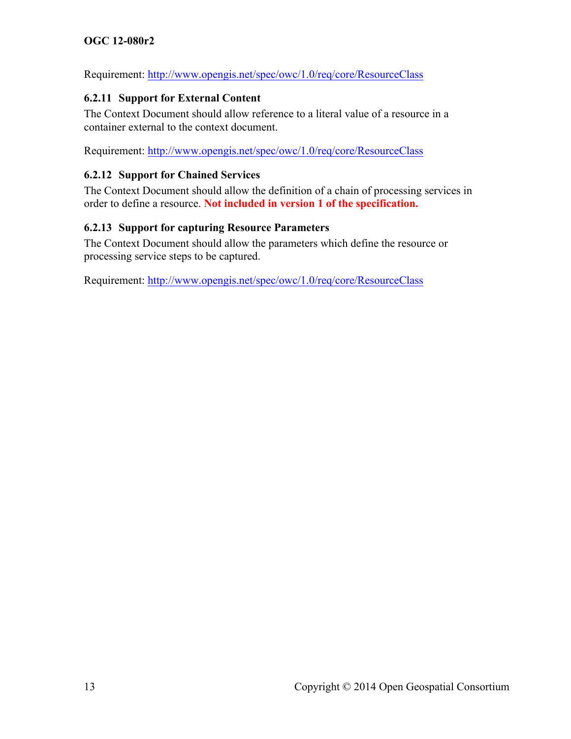Requirement: http://www.opengis.net/spec/owc/1.0/req/core/ResourceClass

### 6.2.11 Support for External Content

The Context Document should allow reference to a literal value of a resource in a container external to the context document.

Requirement: http://www.opengis.net/spec/owc/1.0/req/core/ResourceClass

### 6.2.12 Support for Chained Services

The Context Document should allow the definition of a chain of processing services in order to define a resource. **Not included in version 1 of the specification.**

### 6.2.13 Support for capturing Resource Parameters

The Context Document should allow the parameters which define the resource or processing service steps to be captured.

Requirement: http://www.opengis.net/spec/owc/1.0/req/core/ResourceClass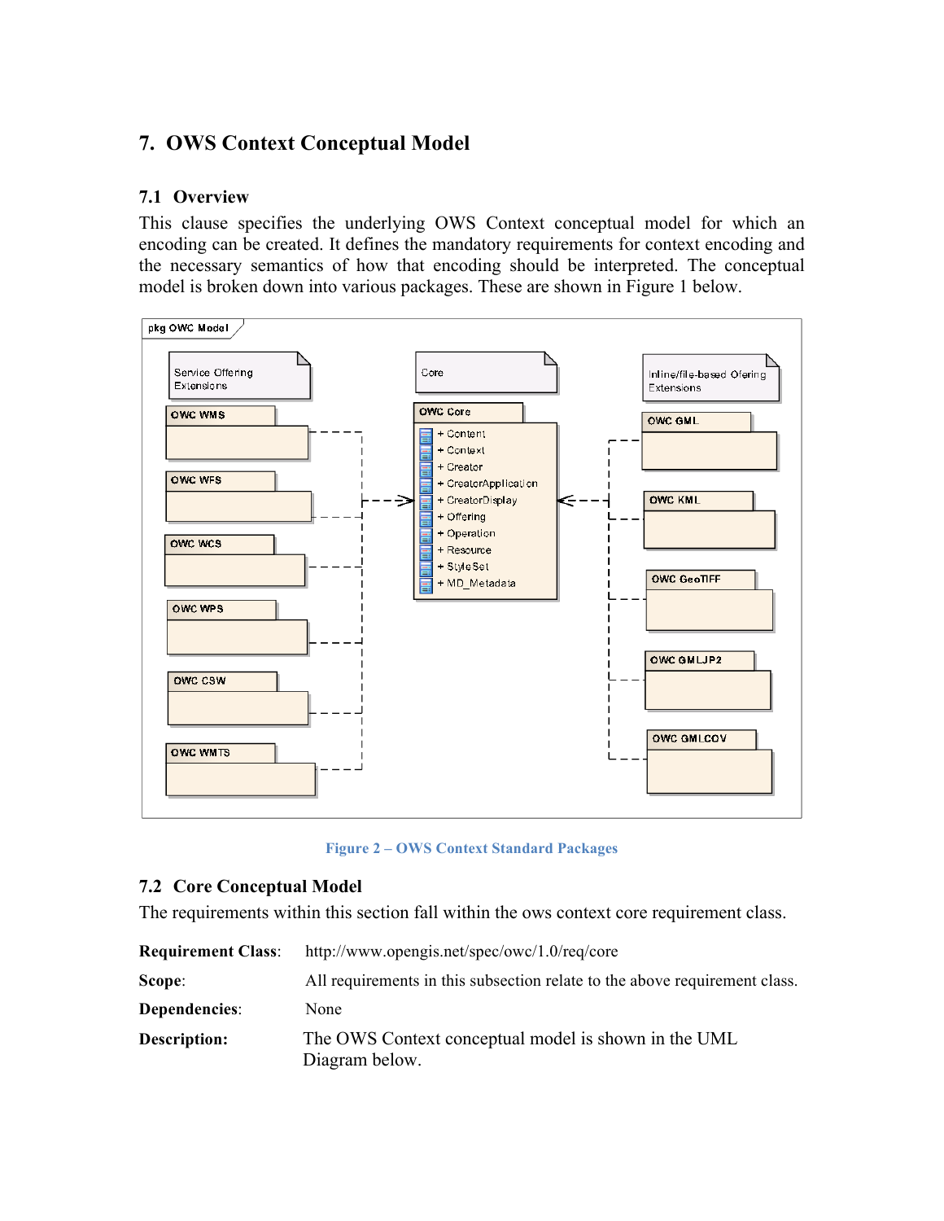# 7. OWS Context Conceptual Model

## 7.1 Overview

This clause specifies the underlying OWS Context conceptual model for which an encoding can be created. It defines the mandatory requirements for context encoding and the necessary semantics of how that encoding should be interpreted. The conceptual model is broken down into various packages. These are shown in Figure 1 below.

Figure 2 – OWS Context Standard Packages

## 7.2 Core Conceptual Model

The requirements within this section fall within the ows context core requirement class.

**Requirement Class**: http://www.opengis.net/spec/owc/1.0/req/core

**Scope**: All requirements in this subsection relate to the above requirement class.

**Dependencies**: None

**Description:** The OWS Context conceptual model is shown in the UML Diagram below.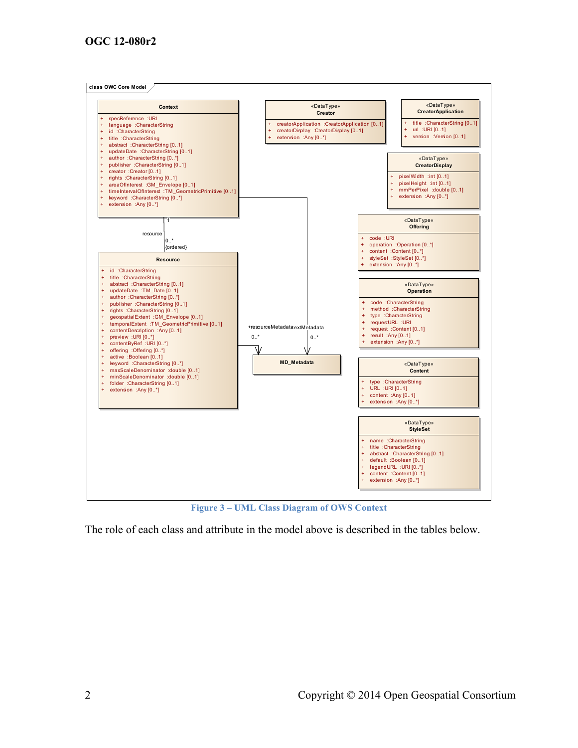class OWC Core Model

**Context**

- + specReference :URI
- + language :CharacterString
- + id :CharacterString
- + title :CharacterString
- + abstract :CharacterString [0..1]
- + updateDate :CharacterString [0..1]
- + author :CharacterString [0..*]
- + publisher :CharacterString [0..1]
- + creator :Creator [0..1]
- + rights :CharacterString [0..1]
- + areaOfInterest :GM_Envelope [0..1]
- + timeIntervalOfInterest :TM_GeometricPrimitive [0..1]
- + keyword :CharacterString [0..*]
- + extension :Any [0..*]

**«DataType» Creator**

- + creatorApplication :CreatorApplication [0..1]
- + creatorDisplay :CreatorDisplay [0..1]
- + extension :Any [0..*]

**«DataType» CreatorApplication**

- + title :CharacterString [0..1]
- + uri :URI [0..1]
- + version :Version [0..1]

**«DataType» CreatorDisplay**

- + pixelWidth :int [0..1]
- + pixelHeight :int [0..1]
- + mmPerPixel :double [0..1]
- + extension :Any [0..*]

Context 1 — resource 0..* {ordered} — Resource

**Resource**

- + id :CharacterString
- + title :CharacterString
- + abstract :CharacterString [0..1]
- + updateDate :TM_Date [0..1]
- + author :CharacterString [0..*]
- + publisher :CharacterString [0..1]
- + rights :CharacterString [0..1]
- + geospatialExtent :GM_Envelope [0..1]
- + temporalExtent :TM_GeometricPrimitive [0..1]
- + contentDescription :Any [0..1]
- + preview :URI [0..*]
- + contentByRef :URI [0..*]
- + offering :Offering [0..*]
- + active :Boolean [0..1]
- + keyword :CharacterString [0..*]
- + maxScaleDenominator :double [0..1]
- + minScaleDenominator :double [0..1]
- + folder :CharacterString [0..1]
- + extension :Any [0..*]

Resource — +resourceMetadata 0..* — MD_Metadata

Context — extMetadata 0..* — MD_Metadata

**MD_Metadata**

**«DataType» Offering**

- + code :URI
- + operation :Operation [0..*]
- + content :Content [0..*]
- + styleSet :StyleSet [0..*]
- + extension :Any [0..*]

**«DataType» Operation**

- + code :CharacterString
- + method :CharacterString
- + type :CharacterString
- + requestURL :URI
- + request :Content [0..1]
- + result :Any [0..1]
- + extension :Any [0..*]

**«DataType» Content**

- + type :CharacterString
- + URL :URI [0..1]
- + content :Any [0..1]
- + extension :Any [0..*]

**«DataType» StyleSet**

- + name :CharacterString
- + title :CharacterString
- + abstract :CharacterString [0..1]
- + default :Boolean [0..1]
- + legendURL :URI [0..*]
- + content :Content [0..1]
- + extension :Any [0..*]

Figure 3 – UML Class Diagram of OWS Context

The role of each class and attribute in the model above is described in the tables below.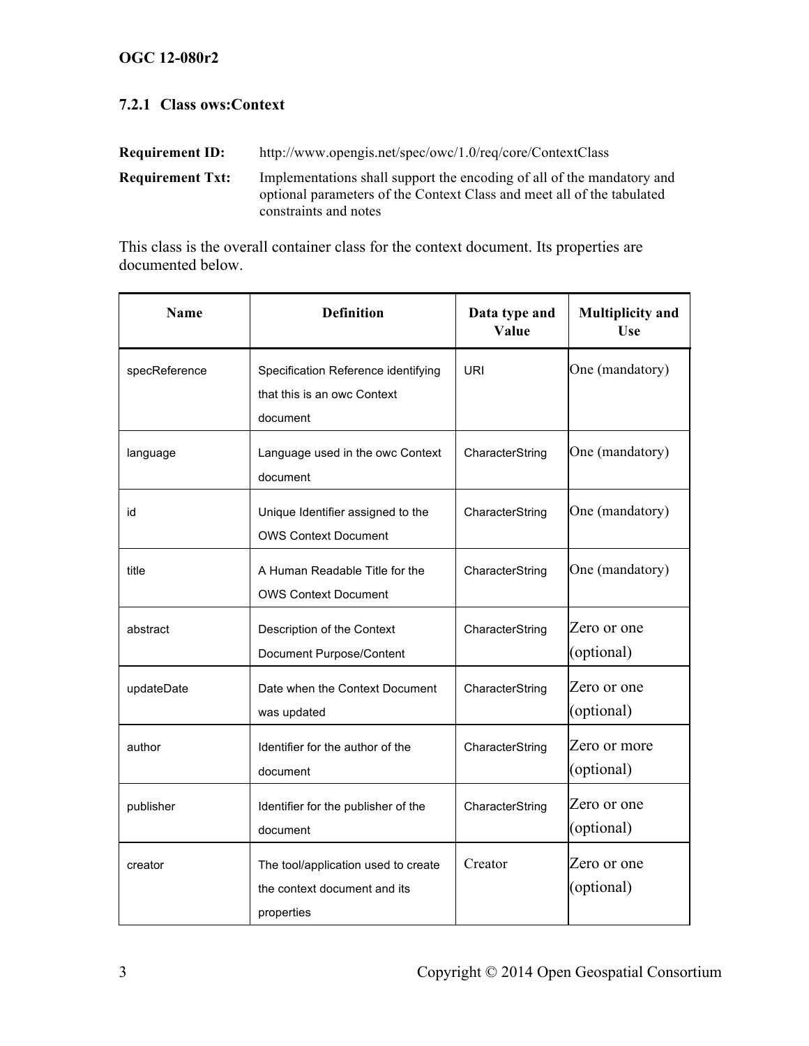### 7.2.1 Class ows:Context

**Requirement ID:** http://www.opengis.net/spec/owc/1.0/req/core/ContextClass

**Requirement Txt:** Implementations shall support the encoding of all of the mandatory and optional parameters of the Context Class and meet all of the tabulated constraints and notes

This class is the overall container class for the context document. Its properties are documented below.

| Name | Definition | Data type and Value | Multiplicity and Use |
|---|---|---|---|
| specReference | Specification Reference identifying that this is an owc Context document | URI | One (mandatory) |
| language | Language used in the owc Context document | CharacterString | One (mandatory) |
| id | Unique Identifier assigned to the OWS Context Document | CharacterString | One (mandatory) |
| title | A Human Readable Title for the OWS Context Document | CharacterString | One (mandatory) |
| abstract | Description of the Context Document Purpose/Content | CharacterString | Zero or one (optional) |
| updateDate | Date when the Context Document was updated | CharacterString | Zero or one (optional) |
| author | Identifier for the author of the document | CharacterString | Zero or more (optional) |
| publisher | Identifier for the publisher of the document | CharacterString | Zero or one (optional) |
| creator | The tool/application used to create the context document and its properties | Creator | Zero or one (optional) |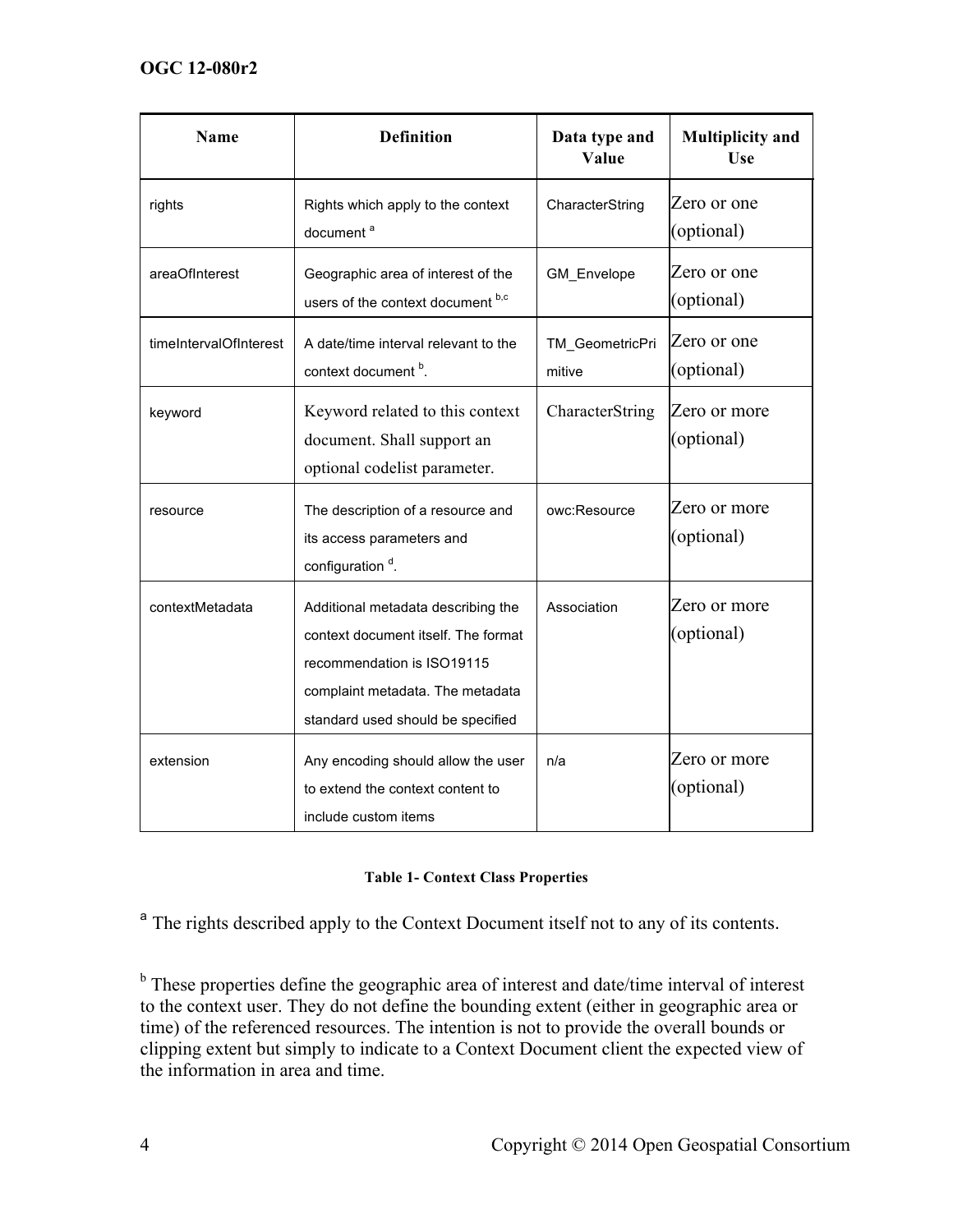| Name | Definition | Data type and Value | Multiplicity and Use |
|---|---|---|---|
| rights | Rights which apply to the context document [a] | CharacterString | Zero or one (optional) |
| areaOfInterest | Geographic area of interest of the users of the context document [b,c] | GM_Envelope | Zero or one (optional) |
| timeIntervalOfInterest | A date/time interval relevant to the context document [b]. | TM_GeometricPrimitive | Zero or one (optional) |
| keyword | Keyword related to this context document. Shall support an optional codelist parameter. | CharacterString | Zero or more (optional) |
| resource | The description of a resource and its access parameters and configuration [d]. | owc:Resource | Zero or more (optional) |
| contextMetadata | Additional metadata describing the context document itself. The format recommendation is ISO19115 complaint metadata. The metadata standard used should be specified | Association | Zero or more (optional) |
| extension | Any encoding should allow the user to extend the context content to include custom items | n/a | Zero or more (optional) |

**Table 1- Context Class Properties**

[a] The rights described apply to the Context Document itself not to any of its contents.

[b] These properties define the geographic area of interest and date/time interval of interest to the context user. They do not define the bounding extent (either in geographic area or time) of the referenced resources. The intention is not to provide the overall bounds or clipping extent but simply to indicate to a Context Document client the expected view of the information in area and time.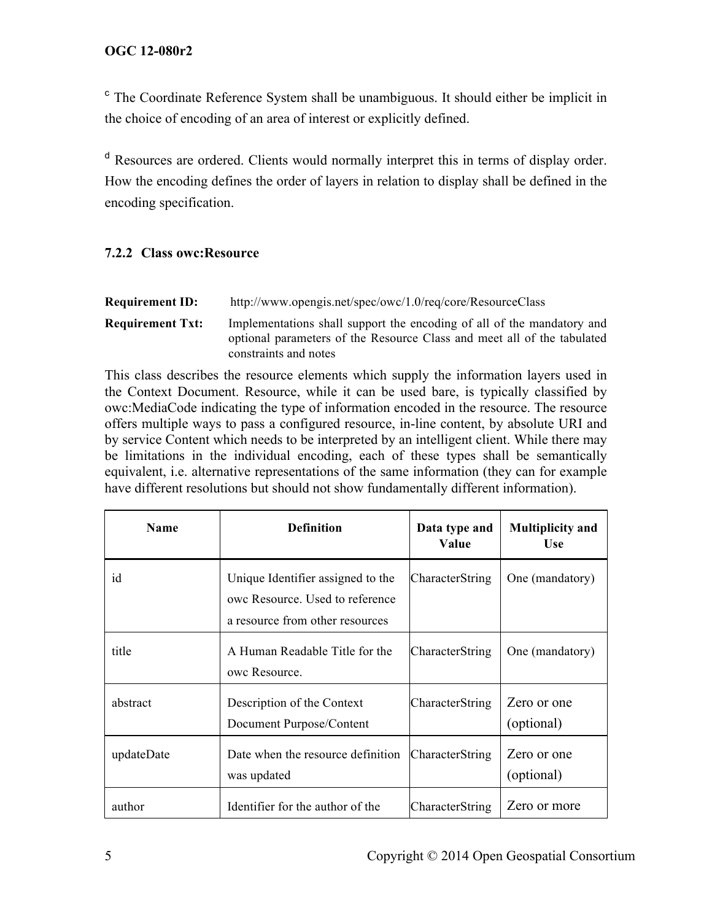[c] The Coordinate Reference System shall be unambiguous. It should either be implicit in the choice of encoding of an area of interest or explicitly defined.

[d] Resources are ordered. Clients would normally interpret this in terms of display order. How the encoding defines the order of layers in relation to display shall be defined in the encoding specification.

### 7.2.2 Class owc:Resource

**Requirement ID:** http://www.opengis.net/spec/owc/1.0/req/core/ResourceClass

**Requirement Txt:** Implementations shall support the encoding of all of the mandatory and optional parameters of the Resource Class and meet all of the tabulated constraints and notes

This class describes the resource elements which supply the information layers used in the Context Document. Resource, while it can be used bare, is typically classified by owc:MediaCode indicating the type of information encoded in the resource. The resource offers multiple ways to pass a configured resource, in-line content, by absolute URI and by service Content which needs to be interpreted by an intelligent client. While there may be limitations in the individual encoding, each of these types shall be semantically equivalent, i.e. alternative representations of the same information (they can for example have different resolutions but should not show fundamentally different information).

| Name | Definition | Data type and Value | Multiplicity and Use |
|---|---|---|---|
| id | Unique Identifier assigned to the owc Resource. Used to reference a resource from other resources | CharacterString | One (mandatory) |
| title | A Human Readable Title for the owc Resource. | CharacterString | One (mandatory) |
| abstract | Description of the Context Document Purpose/Content | CharacterString | Zero or one (optional) |
| updateDate | Date when the resource definition was updated | CharacterString | Zero or one (optional) |
| author | Identifier for the author of the | CharacterString | Zero or more |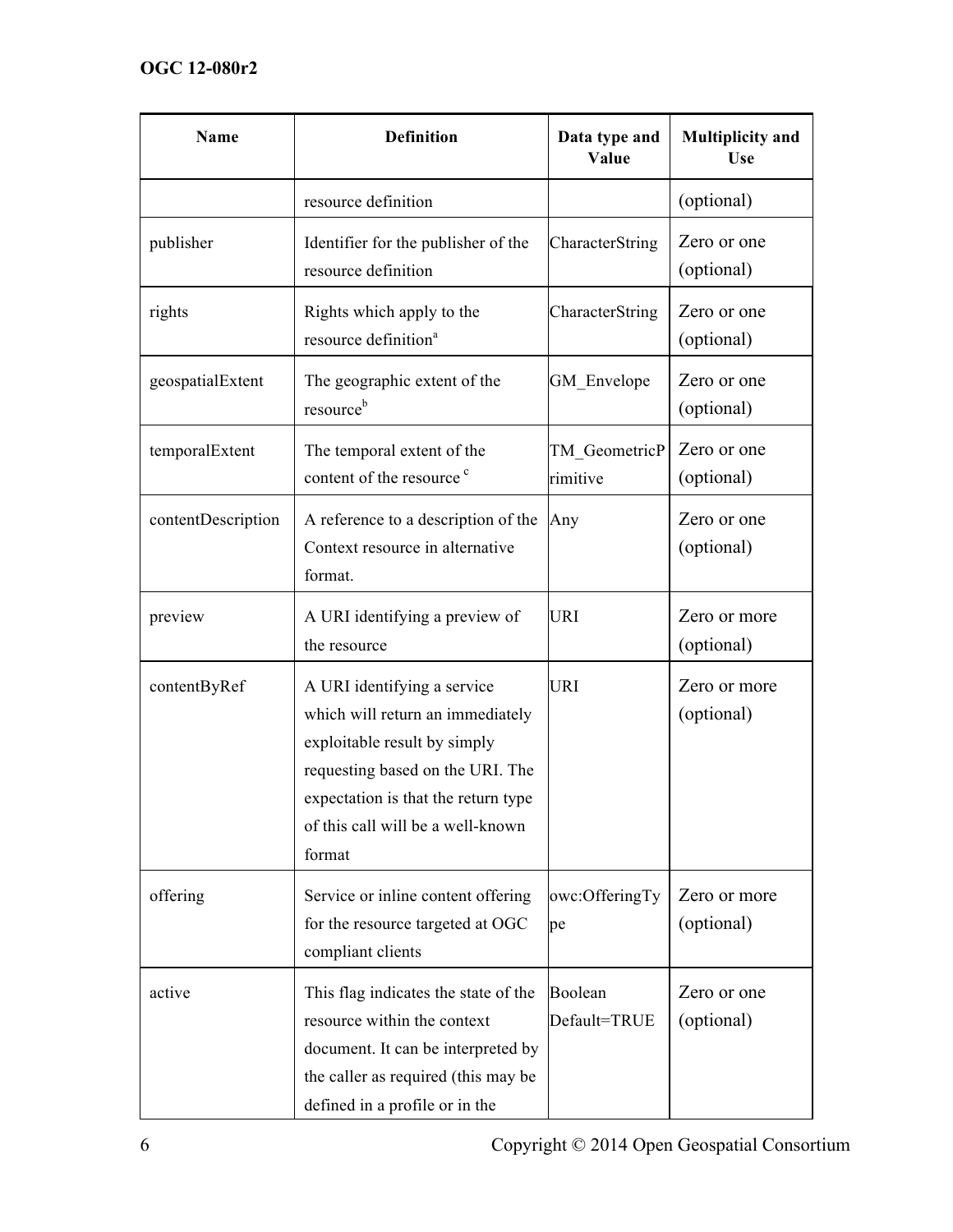| Name | Definition | Data type and Value | Multiplicity and Use |
|---|---|---|---|
| | resource definition | | (optional) |
| publisher | Identifier for the publisher of the resource definition | CharacterString | Zero or one (optional) |
| rights | Rights which apply to the resource definition[a] | CharacterString | Zero or one (optional) |
| geospatialExtent | The geographic extent of the resource[b] | GM_Envelope | Zero or one (optional) |
| temporalExtent | The temporal extent of the content of the resource [c] | TM_GeometricPrimitive | Zero or one (optional) |
| contentDescription | A reference to a description of the Context resource in alternative format. | Any | Zero or one (optional) |
| preview | A URI identifying a preview of the resource | URI | Zero or more (optional) |
| contentByRef | A URI identifying a service which will return an immediately exploitable result by simply requesting based on the URI. The expectation is that the return type of this call will be a well-known format | URI | Zero or more (optional) |
| offering | Service or inline content offering for the resource targeted at OGC compliant clients | owc:OfferingType | Zero or more (optional) |
| active | This flag indicates the state of the resource within the context document. It can be interpreted by the caller as required (this may be defined in a profile or in the | Boolean Default=TRUE | Zero or one (optional) |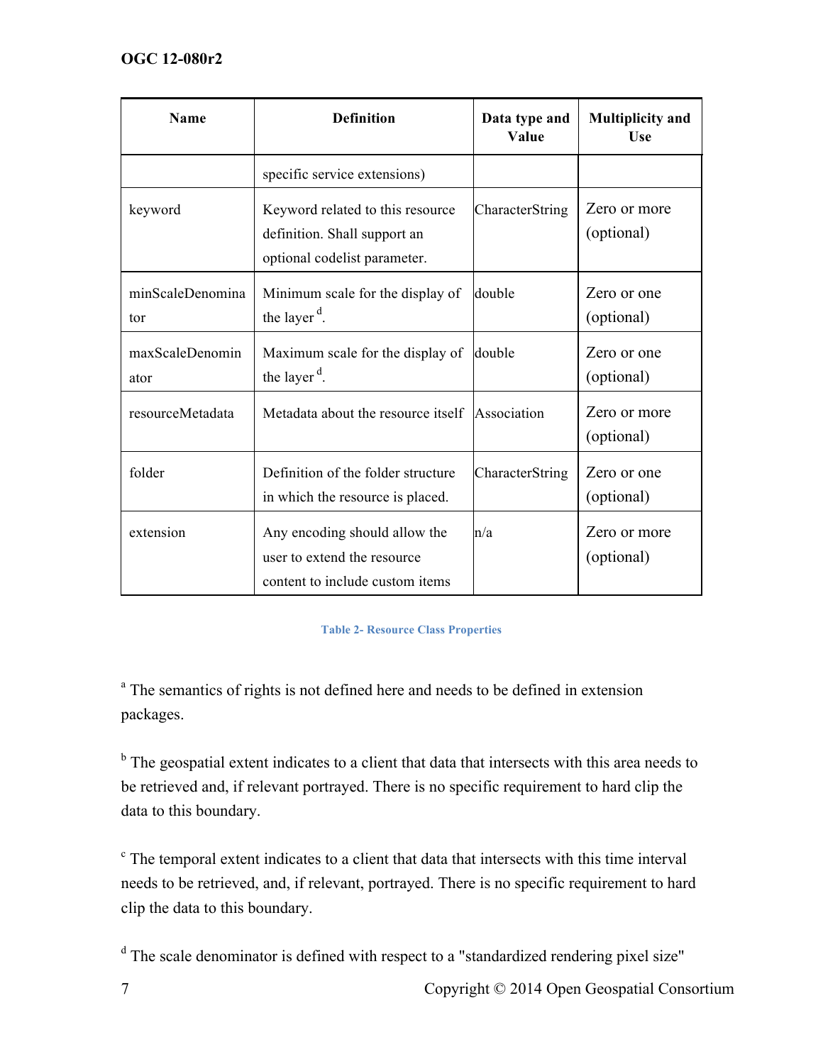| Name | Definition | Data type and Value | Multiplicity and Use |
| --- | --- | --- | --- |
| | specific service extensions) | | |
| keyword | Keyword related to this resource definition. Shall support an optional codelist parameter. | CharacterString | Zero or more (optional) |
| minScaleDenominator | Minimum scale for the display of the layer [d]. | double | Zero or one (optional) |
| maxScaleDenominator | Maximum scale for the display of the layer [d]. | double | Zero or one (optional) |
| resourceMetadata | Metadata about the resource itself | Association | Zero or more (optional) |
| folder | Definition of the folder structure in which the resource is placed. | CharacterString | Zero or one (optional) |
| extension | Any encoding should allow the user to extend the resource content to include custom items | n/a | Zero or more (optional) |

Table 2- Resource Class Properties

[a] The semantics of rights is not defined here and needs to be defined in extension packages.

[b] The geospatial extent indicates to a client that data that intersects with this area needs to be retrieved and, if relevant portrayed. There is no specific requirement to hard clip the data to this boundary.

[c] The temporal extent indicates to a client that data that intersects with this time interval needs to be retrieved, and, if relevant, portrayed. There is no specific requirement to hard clip the data to this boundary.

[d] The scale denominator is defined with respect to a "standardized rendering pixel size"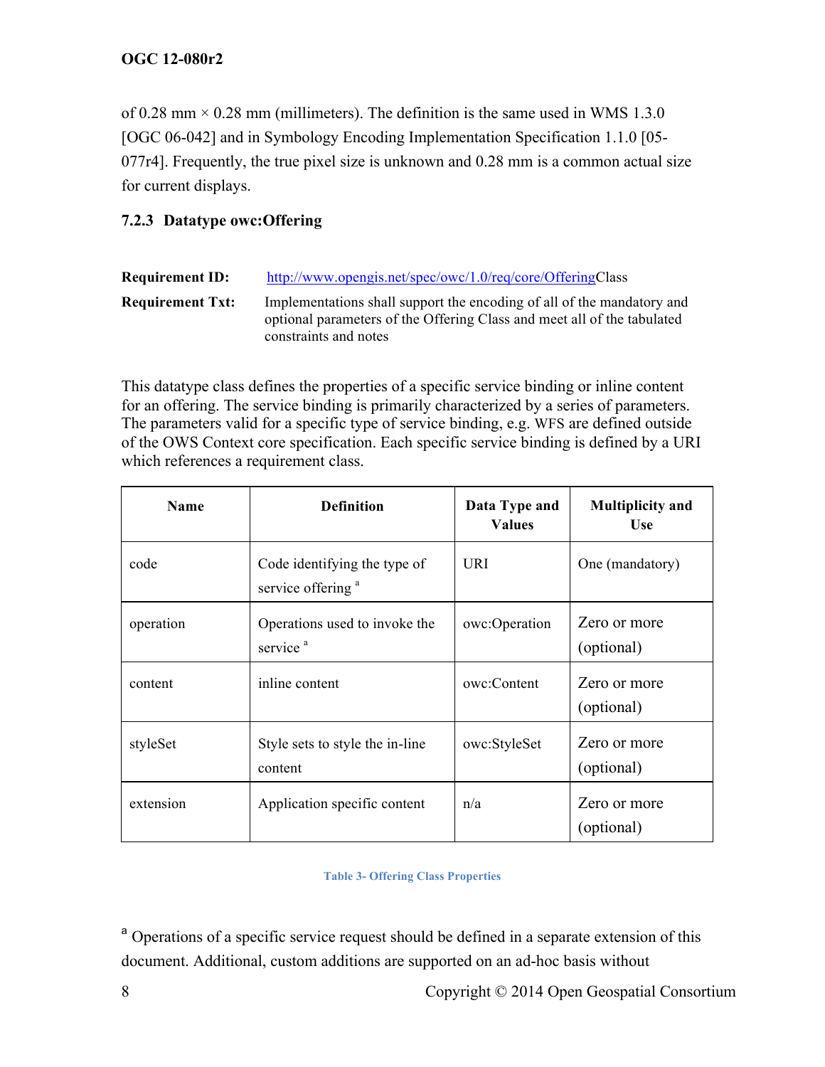of 0.28 mm × 0.28 mm (millimeters). The definition is the same used in WMS 1.3.0 [OGC 06-042] and in Symbology Encoding Implementation Specification 1.1.0 [05-077r4]. Frequently, the true pixel size is unknown and 0.28 mm is a common actual size for current displays.

### 7.2.3 Datatype owc:Offering

| | |
|---|---|
| **Requirement ID:** | http://www.opengis.net/spec/owc/1.0/req/core/OfferingClass |
| **Requirement Txt:** | Implementations shall support the encoding of all of the mandatory and optional parameters of the Offering Class and meet all of the tabulated constraints and notes |

This datatype class defines the properties of a specific service binding or inline content for an offering. The service binding is primarily characterized by a series of parameters. The parameters valid for a specific type of service binding, e.g. WFS are defined outside of the OWS Context core specification. Each specific service binding is defined by a URI which references a requirement class.

| Name | Definition | Data Type and Values | Multiplicity and Use |
|---|---|---|---|
| code | Code identifying the type of service offering [a] | URI | One (mandatory) |
| operation | Operations used to invoke the service [a] | owc:Operation | Zero or more (optional) |
| content | inline content | owc:Content | Zero or more (optional) |
| styleSet | Style sets to style the in-line content | owc:StyleSet | Zero or more (optional) |
| extension | Application specific content | n/a | Zero or more (optional) |

Table 3- Offering Class Properties

[a] Operations of a specific service request should be defined in a separate extension of this document. Additional, custom additions are supported on an ad-hoc basis without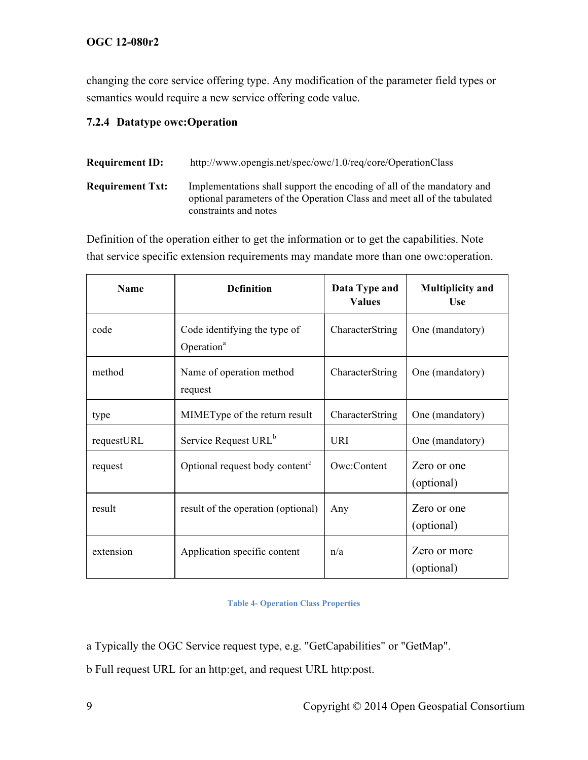changing the core service offering type. Any modification of the parameter field types or semantics would require a new service offering code value.

### 7.2.4 Datatype owc:Operation

**Requirement ID:** http://www.opengis.net/spec/owc/1.0/req/core/OperationClass

**Requirement Txt:** Implementations shall support the encoding of all of the mandatory and optional parameters of the Operation Class and meet all of the tabulated constraints and notes

Definition of the operation either to get the information or to get the capabilities. Note that service specific extension requirements may mandate more than one owc:operation.

| Name | Definition | Data Type and Values | Multiplicity and Use |
|---|---|---|---|
| code | Code identifying the type of Operation[a] | CharacterString | One (mandatory) |
| method | Name of operation method request | CharacterString | One (mandatory) |
| type | MIMEType of the return result | CharacterString | One (mandatory) |
| requestURL | Service Request URL[b] | URI | One (mandatory) |
| request | Optional request body content[c] | Owc:Content | Zero or one (optional) |
| result | result of the operation (optional) | Any | Zero or one (optional) |
| extension | Application specific content | n/a | Zero or more (optional) |

Table 4- Operation Class Properties

a Typically the OGC Service request type, e.g. "GetCapabilities" or "GetMap".

b Full request URL for an http:get, and request URL http:post.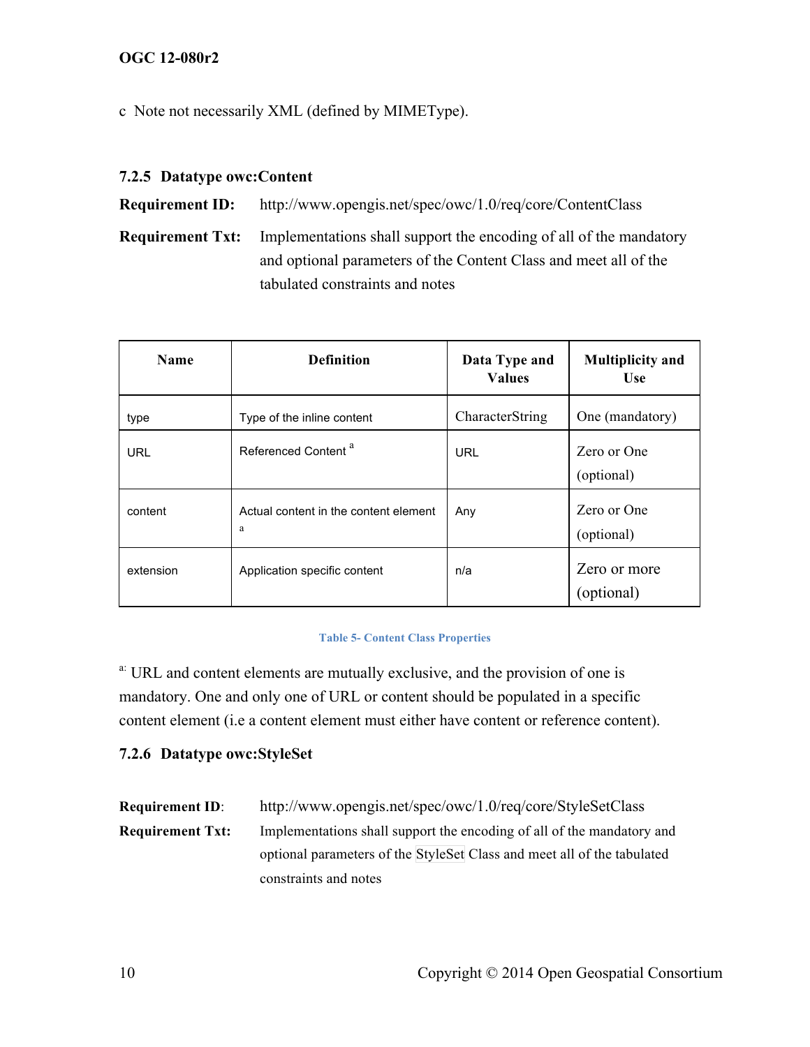c  Note not necessarily XML (defined by MIMEType).

### 7.2.5 Datatype owc:Content

**Requirement ID:** http://www.opengis.net/spec/owc/1.0/req/core/ContentClass

**Requirement Txt:** Implementations shall support the encoding of all of the mandatory and optional parameters of the Content Class and meet all of the tabulated constraints and notes

| Name | Definition | Data Type and Values | Multiplicity and Use |
|---|---|---|---|
| type | Type of the inline content | CharacterString | One (mandatory) |
| URL | Referenced Content [a] | URL | Zero or One (optional) |
| content | Actual content in the content element [a] | Any | Zero or One (optional) |
| extension | Application specific content | n/a | Zero or more (optional) |

Table 5- Content Class Properties

[a:] URL and content elements are mutually exclusive, and the provision of one is mandatory. One and only one of URL or content should be populated in a specific content element (i.e a content element must either have content or reference content).

### 7.2.6 Datatype owc:StyleSet

**Requirement ID**: http://www.opengis.net/spec/owc/1.0/req/core/StyleSetClass

**Requirement Txt:** Implementations shall support the encoding of all of the mandatory and optional parameters of the StyleSet Class and meet all of the tabulated constraints and notes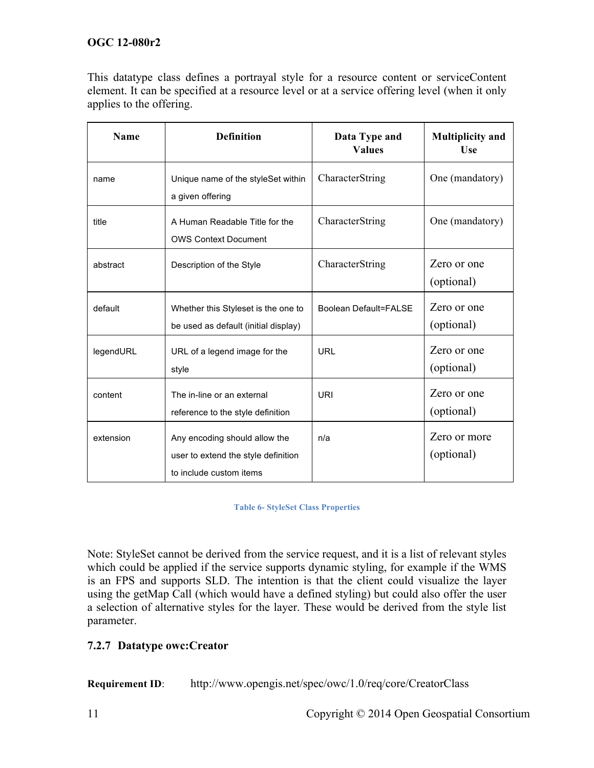This datatype class defines a portrayal style for a resource content or serviceContent element. It can be specified at a resource level or at a service offering level (when it only applies to the offering.

| Name | Definition | Data Type and Values | Multiplicity and Use |
| --- | --- | --- | --- |
| name | Unique name of the styleSet within a given offering | CharacterString | One (mandatory) |
| title | A Human Readable Title for the OWS Context Document | CharacterString | One (mandatory) |
| abstract | Description of the Style | CharacterString | Zero or one (optional) |
| default | Whether this Styleset is the one to be used as default (initial display) | Boolean Default=FALSE | Zero or one (optional) |
| legendURL | URL of a legend image for the style | URL | Zero or one (optional) |
| content | The in-line or an external reference to the style definition | URI | Zero or one (optional) |
| extension | Any encoding should allow the user to extend the style definition to include custom items | n/a | Zero or more (optional) |

Table 6- StyleSet Class Properties

Note: StyleSet cannot be derived from the service request, and it is a list of relevant styles which could be applied if the service supports dynamic styling, for example if the WMS is an FPS and supports SLD. The intention is that the client could visualize the layer using the getMap Call (which would have a defined styling) but could also offer the user a selection of alternative styles for the layer. These would be derived from the style list parameter.

### 7.2.7 Datatype owc:Creator

**Requirement ID**: http://www.opengis.net/spec/owc/1.0/req/core/CreatorClass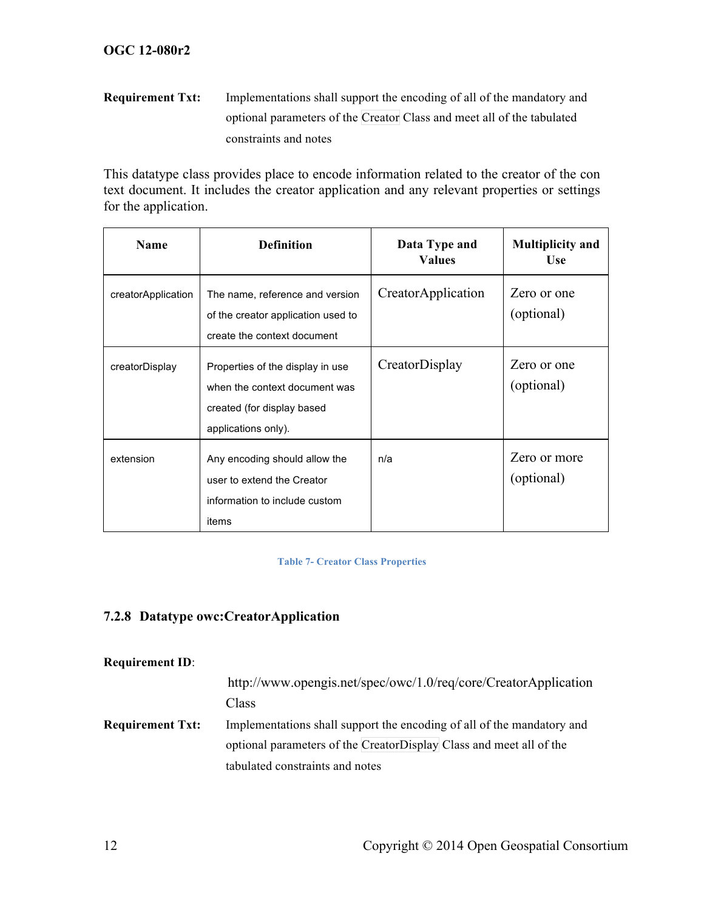**Requirement Txt:** Implementations shall support the encoding of all of the mandatory and optional parameters of the Creator Class and meet all of the tabulated constraints and notes

This datatype class provides place to encode information related to the creator of the con text document. It includes the creator application and any relevant properties or settings for the application.

| Name | Definition | Data Type and Values | Multiplicity and Use |
|---|---|---|---|
| creatorApplication | The name, reference and version of the creator application used to create the context document | CreatorApplication | Zero or one (optional) |
| creatorDisplay | Properties of the display in use when the context document was created (for display based applications only). | CreatorDisplay | Zero or one (optional) |
| extension | Any encoding should allow the user to extend the Creator information to include custom items | n/a | Zero or more (optional) |

Table 7- Creator Class Properties

### 7.2.8 Datatype owc:CreatorApplication

**Requirement ID**: http://www.opengis.net/spec/owc/1.0/req/core/CreatorApplication Class

**Requirement Txt:** Implementations shall support the encoding of all of the mandatory and optional parameters of the CreatorDisplay Class and meet all of the tabulated constraints and notes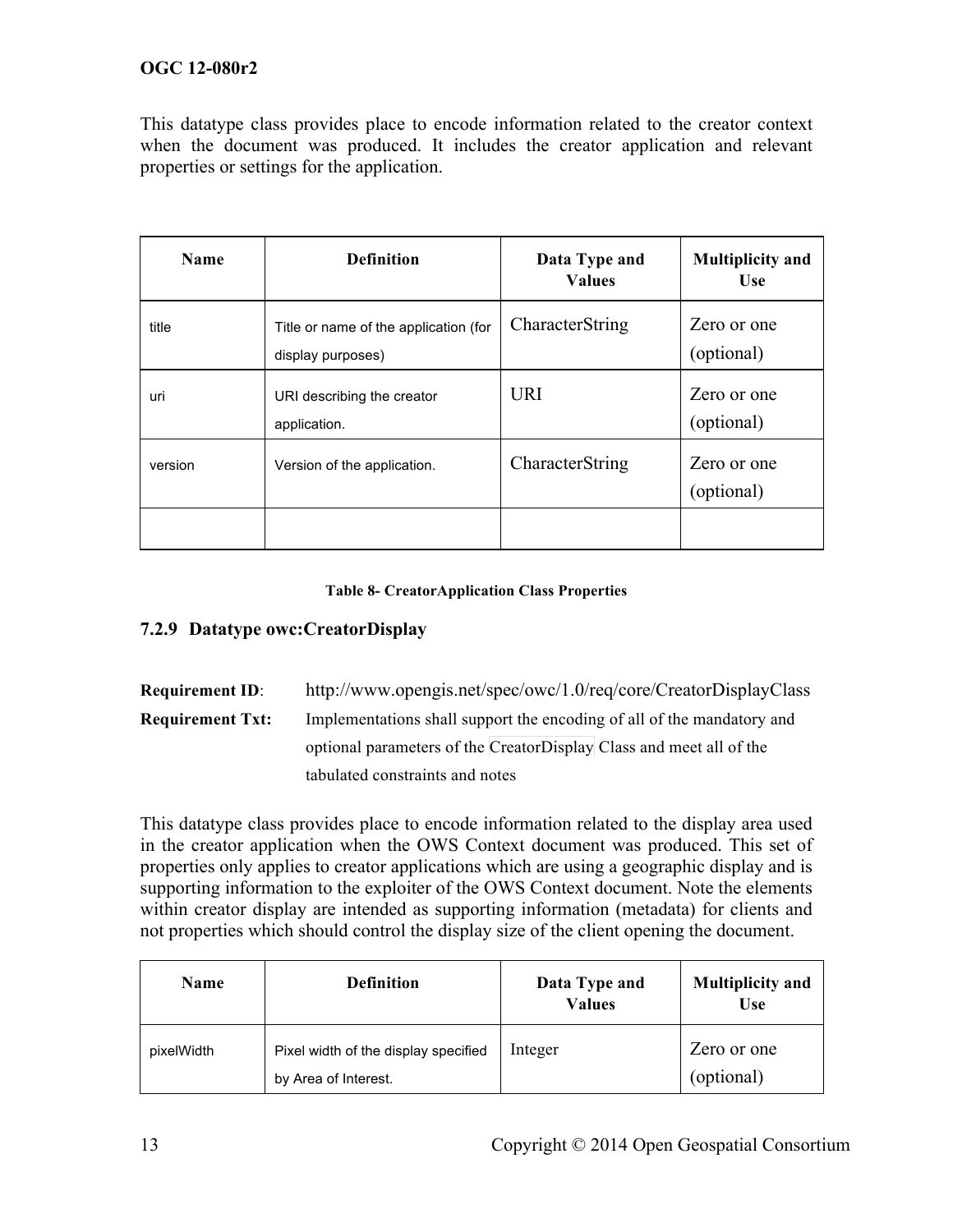This datatype class provides place to encode information related to the creator context when the document was produced. It includes the creator application and relevant properties or settings for the application.

| Name | Definition | Data Type and Values | Multiplicity and Use |
|---|---|---|---|
| title | Title or name of the application (for display purposes) | CharacterString | Zero or one (optional) |
| uri | URI describing the creator application. | URI | Zero or one (optional) |
| version | Version of the application. | CharacterString | Zero or one (optional) |
| | | | |

**Table 8- CreatorApplication Class Properties**

### 7.2.9 Datatype owc:CreatorDisplay

**Requirement ID**: http://www.opengis.net/spec/owc/1.0/req/core/CreatorDisplayClass

**Requirement Txt:** Implementations shall support the encoding of all of the mandatory and optional parameters of the CreatorDisplay Class and meet all of the tabulated constraints and notes

This datatype class provides place to encode information related to the display area used in the creator application when the OWS Context document was produced. This set of properties only applies to creator applications which are using a geographic display and is supporting information to the exploiter of the OWS Context document. Note the elements within creator display are intended as supporting information (metadata) for clients and not properties which should control the display size of the client opening the document.

| Name | Definition | Data Type and Values | Multiplicity and Use |
|---|---|---|---|
| pixelWidth | Pixel width of the display specified by Area of Interest. | Integer | Zero or one (optional) |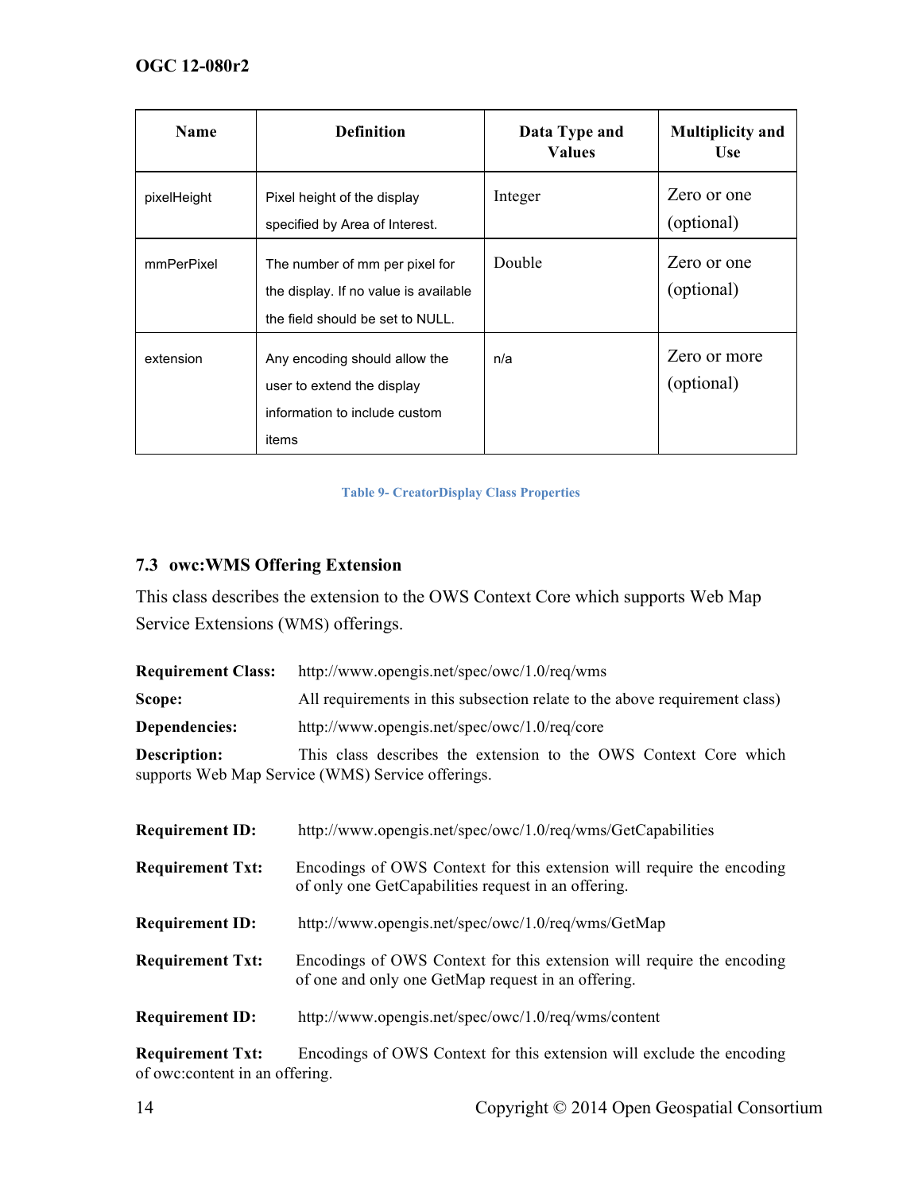| Name | Definition | Data Type and Values | Multiplicity and Use |
| --- | --- | --- | --- |
| pixelHeight | Pixel height of the display specified by Area of Interest. | Integer | Zero or one (optional) |
| mmPerPixel | The number of mm per pixel for the display. If no value is available the field should be set to NULL. | Double | Zero or one (optional) |
| extension | Any encoding should allow the user to extend the display information to include custom items | n/a | Zero or more (optional) |

**Table 9- CreatorDisplay Class Properties**

### 7.3 owc:WMS Offering Extension

This class describes the extension to the OWS Context Core which supports Web Map Service Extensions (WMS) offerings.

**Requirement Class:** http://www.opengis.net/spec/owc/1.0/req/wms

**Scope:** All requirements in this subsection relate to the above requirement class)

**Dependencies:** http://www.opengis.net/spec/owc/1.0/req/core

**Description:** This class describes the extension to the OWS Context Core which supports Web Map Service (WMS) Service offerings.

**Requirement ID:** http://www.opengis.net/spec/owc/1.0/req/wms/GetCapabilities

**Requirement Txt:** Encodings of OWS Context for this extension will require the encoding of only one GetCapabilities request in an offering.

**Requirement ID:** http://www.opengis.net/spec/owc/1.0/req/wms/GetMap

**Requirement Txt:** Encodings of OWS Context for this extension will require the encoding of one and only one GetMap request in an offering.

**Requirement ID:** http://www.opengis.net/spec/owc/1.0/req/wms/content

**Requirement Txt:** Encodings of OWS Context for this extension will exclude the encoding of owc:content in an offering.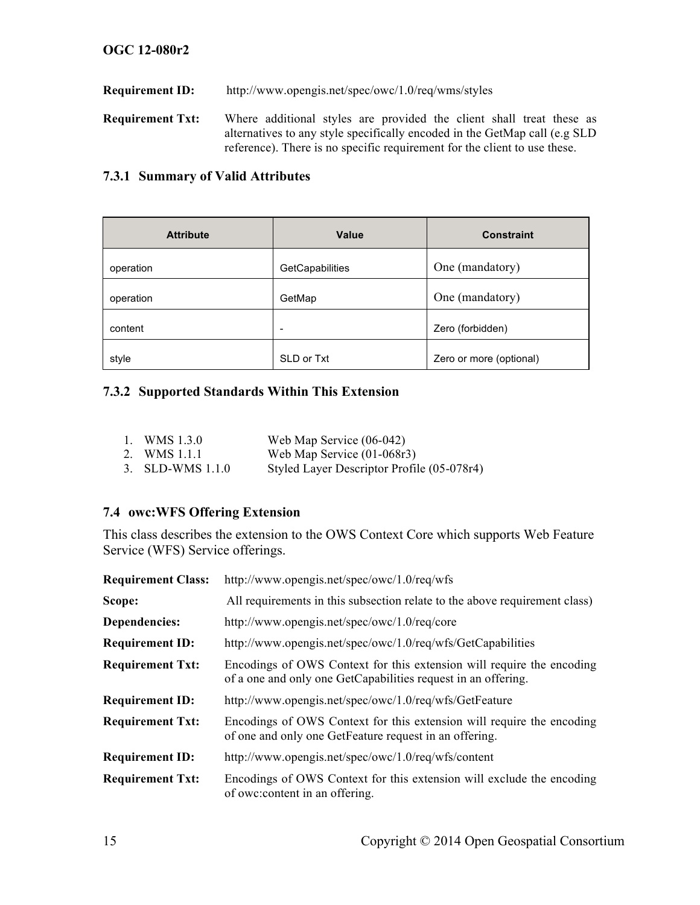**Requirement ID:** http://www.opengis.net/spec/owc/1.0/req/wms/styles

**Requirement Txt:** Where additional styles are provided the client shall treat these as alternatives to any style specifically encoded in the GetMap call (e.g SLD reference). There is no specific requirement for the client to use these.

### 7.3.1 Summary of Valid Attributes

| Attribute | Value | Constraint |
|---|---|---|
| operation | GetCapabilities | One (mandatory) |
| operation | GetMap | One (mandatory) |
| content | - | Zero (forbidden) |
| style | SLD or Txt | Zero or more (optional) |

### 7.3.2 Supported Standards Within This Extension

1. WMS 1.3.0 Web Map Service (06-042)
2. WMS 1.1.1 Web Map Service (01-068r3)
3. SLD-WMS 1.1.0 Styled Layer Descriptor Profile (05-078r4)

## 7.4 owc:WFS Offering Extension

This class describes the extension to the OWS Context Core which supports Web Feature Service (WFS) Service offerings.

**Requirement Class:** http://www.opengis.net/spec/owc/1.0/req/wfs

**Scope:** All requirements in this subsection relate to the above requirement class)

**Dependencies:** http://www.opengis.net/spec/owc/1.0/req/core

**Requirement ID:** http://www.opengis.net/spec/owc/1.0/req/wfs/GetCapabilities

**Requirement Txt:** Encodings of OWS Context for this extension will require the encoding of a one and only one GetCapabilities request in an offering.

**Requirement ID:** http://www.opengis.net/spec/owc/1.0/req/wfs/GetFeature

**Requirement Txt:** Encodings of OWS Context for this extension will require the encoding of one and only one GetFeature request in an offering.

**Requirement ID:** http://www.opengis.net/spec/owc/1.0/req/wfs/content

**Requirement Txt:** Encodings of OWS Context for this extension will exclude the encoding of owc:content in an offering.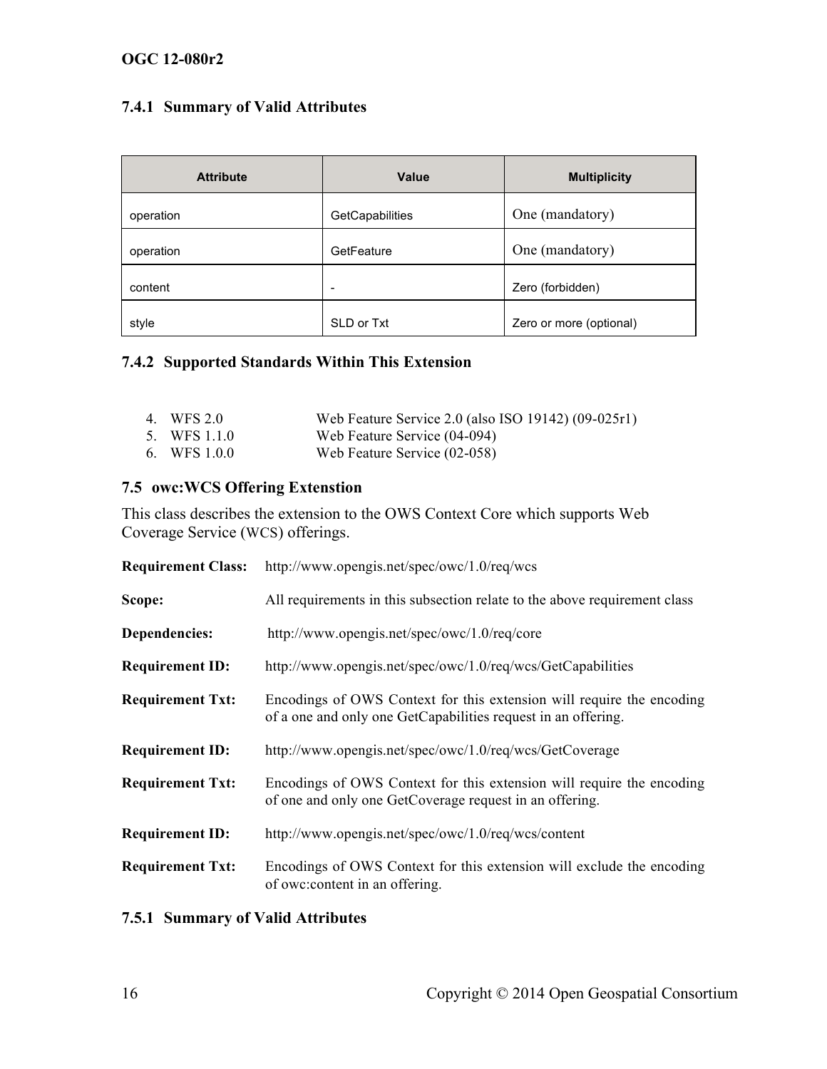### 7.4.1 Summary of Valid Attributes

| Attribute | Value | Multiplicity |
| --- | --- | --- |
| operation | GetCapabilities | One (mandatory) |
| operation | GetFeature | One (mandatory) |
| content | - | Zero (forbidden) |
| style | SLD or Txt | Zero or more (optional) |

### 7.4.2 Supported Standards Within This Extension

4. WFS 2.0 — Web Feature Service 2.0 (also ISO 19142) (09-025r1)
5. WFS 1.1.0 — Web Feature Service (04-094)
6. WFS 1.0.0 — Web Feature Service (02-058)

## 7.5 owc:WCS Offering Extenstion

This class describes the extension to the OWS Context Core which supports Web Coverage Service (WCS) offerings.

**Requirement Class:** http://www.opengis.net/spec/owc/1.0/req/wcs

**Scope:** All requirements in this subsection relate to the above requirement class

**Dependencies:** http://www.opengis.net/spec/owc/1.0/req/core

**Requirement ID:** http://www.opengis.net/spec/owc/1.0/req/wcs/GetCapabilities

**Requirement Txt:** Encodings of OWS Context for this extension will require the encoding of a one and only one GetCapabilities request in an offering.

**Requirement ID:** http://www.opengis.net/spec/owc/1.0/req/wcs/GetCoverage

**Requirement Txt:** Encodings of OWS Context for this extension will require the encoding of one and only one GetCoverage request in an offering.

**Requirement ID:** http://www.opengis.net/spec/owc/1.0/req/wcs/content

**Requirement Txt:** Encodings of OWS Context for this extension will exclude the encoding of owc:content in an offering.

### 7.5.1 Summary of Valid Attributes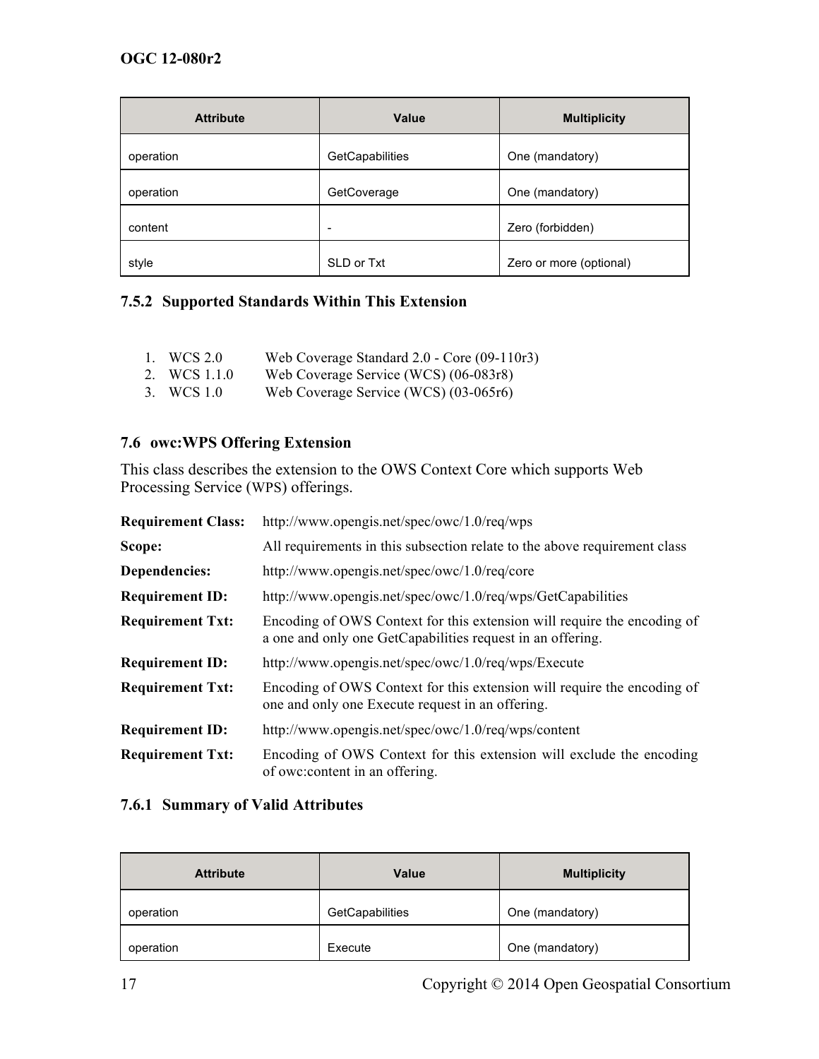| Attribute | Value | Multiplicity |
| --- | --- | --- |
| operation | GetCapabilities | One (mandatory) |
| operation | GetCoverage | One (mandatory) |
| content | - | Zero (forbidden) |
| style | SLD or Txt | Zero or more (optional) |

### 7.5.2 Supported Standards Within This Extension

1. WCS 2.0 Web Coverage Standard 2.0 - Core (09-110r3)
2. WCS 1.1.0 Web Coverage Service (WCS) (06-083r8)
3. WCS 1.0 Web Coverage Service (WCS) (03-065r6)

## 7.6 owc:WPS Offering Extension

This class describes the extension to the OWS Context Core which supports Web Processing Service (WPS) offerings.

| | |
| --- | --- |
| **Requirement Class:** | http://www.opengis.net/spec/owc/1.0/req/wps |
| **Scope:** | All requirements in this subsection relate to the above requirement class |
| **Dependencies:** | http://www.opengis.net/spec/owc/1.0/req/core |
| **Requirement ID:** | http://www.opengis.net/spec/owc/1.0/req/wps/GetCapabilities |
| **Requirement Txt:** | Encoding of OWS Context for this extension will require the encoding of a one and only one GetCapabilities request in an offering. |
| **Requirement ID:** | http://www.opengis.net/spec/owc/1.0/req/wps/Execute |
| **Requirement Txt:** | Encoding of OWS Context for this extension will require the encoding of one and only one Execute request in an offering. |
| **Requirement ID:** | http://www.opengis.net/spec/owc/1.0/req/wps/content |
| **Requirement Txt:** | Encoding of OWS Context for this extension will exclude the encoding of owc:content in an offering. |

### 7.6.1 Summary of Valid Attributes

| Attribute | Value | Multiplicity |
| --- | --- | --- |
| operation | GetCapabilities | One (mandatory) |
| operation | Execute | One (mandatory) |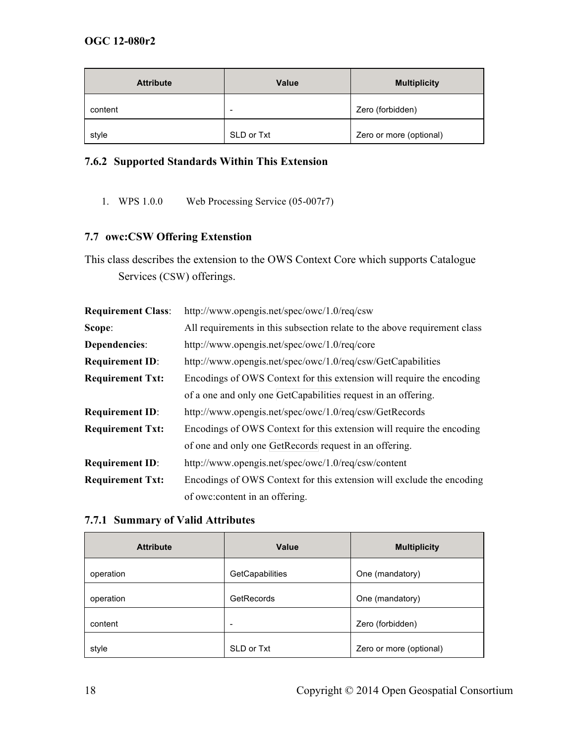| Attribute | Value | Multiplicity |
|---|---|---|
| content | - | Zero (forbidden) |
| style | SLD or Txt | Zero or more (optional) |

### 7.6.2 Supported Standards Within This Extension

1. WPS 1.0.0 Web Processing Service (05-007r7)

## 7.7 owc:CSW Offering Extenstion

This class describes the extension to the OWS Context Core which supports Catalogue Services (CSW) offerings.

**Requirement Class**: http://www.opengis.net/spec/owc/1.0/req/csw

**Scope**: All requirements in this subsection relate to the above requirement class

**Dependencies**: http://www.opengis.net/spec/owc/1.0/req/core

**Requirement ID**: http://www.opengis.net/spec/owc/1.0/req/csw/GetCapabilities

**Requirement Txt:** Encodings of OWS Context for this extension will require the encoding of a one and only one GetCapabilities request in an offering.

**Requirement ID**: http://www.opengis.net/spec/owc/1.0/req/csw/GetRecords

**Requirement Txt:** Encodings of OWS Context for this extension will require the encoding of one and only one GetRecords request in an offering.

**Requirement ID**: http://www.opengis.net/spec/owc/1.0/req/csw/content

**Requirement Txt:** Encodings of OWS Context for this extension will exclude the encoding of owc:content in an offering.

### 7.7.1 Summary of Valid Attributes

| Attribute | Value | Multiplicity |
|---|---|---|
| operation | GetCapabilities | One (mandatory) |
| operation | GetRecords | One (mandatory) |
| content | - | Zero (forbidden) |
| style | SLD or Txt | Zero or more (optional) |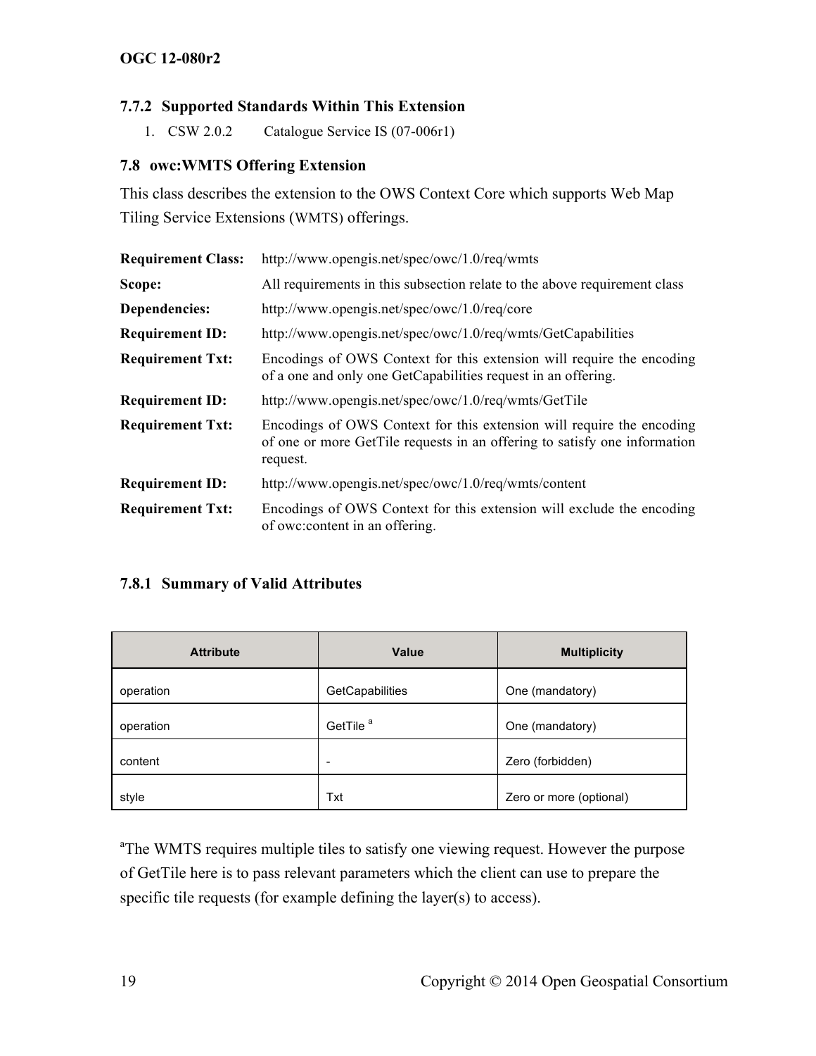### 7.7.2 Supported Standards Within This Extension

1. CSW 2.0.2 Catalogue Service IS (07-006r1)

## 7.8 owc:WMTS Offering Extension

This class describes the extension to the OWS Context Core which supports Web Map Tiling Service Extensions (WMTS) offerings.

| | |
|---|---|
| **Requirement Class:** | http://www.opengis.net/spec/owc/1.0/req/wmts |
| **Scope:** | All requirements in this subsection relate to the above requirement class |
| **Dependencies:** | http://www.opengis.net/spec/owc/1.0/req/core |
| **Requirement ID:** | http://www.opengis.net/spec/owc/1.0/req/wmts/GetCapabilities |
| **Requirement Txt:** | Encodings of OWS Context for this extension will require the encoding of a one and only one GetCapabilities request in an offering. |
| **Requirement ID:** | http://www.opengis.net/spec/owc/1.0/req/wmts/GetTile |
| **Requirement Txt:** | Encodings of OWS Context for this extension will require the encoding of one or more GetTile requests in an offering to satisfy one information request. |
| **Requirement ID:** | http://www.opengis.net/spec/owc/1.0/req/wmts/content |
| **Requirement Txt:** | Encodings of OWS Context for this extension will exclude the encoding of owc:content in an offering. |

### 7.8.1 Summary of Valid Attributes

| Attribute | Value | Multiplicity |
|---|---|---|
| operation | GetCapabilities | One (mandatory) |
| operation | GetTile [a] | One (mandatory) |
| content | - | Zero (forbidden) |
| style | Txt | Zero or more (optional) |

[a]The WMTS requires multiple tiles to satisfy one viewing request. However the purpose of GetTile here is to pass relevant parameters which the client can use to prepare the specific tile requests (for example defining the layer(s) to access).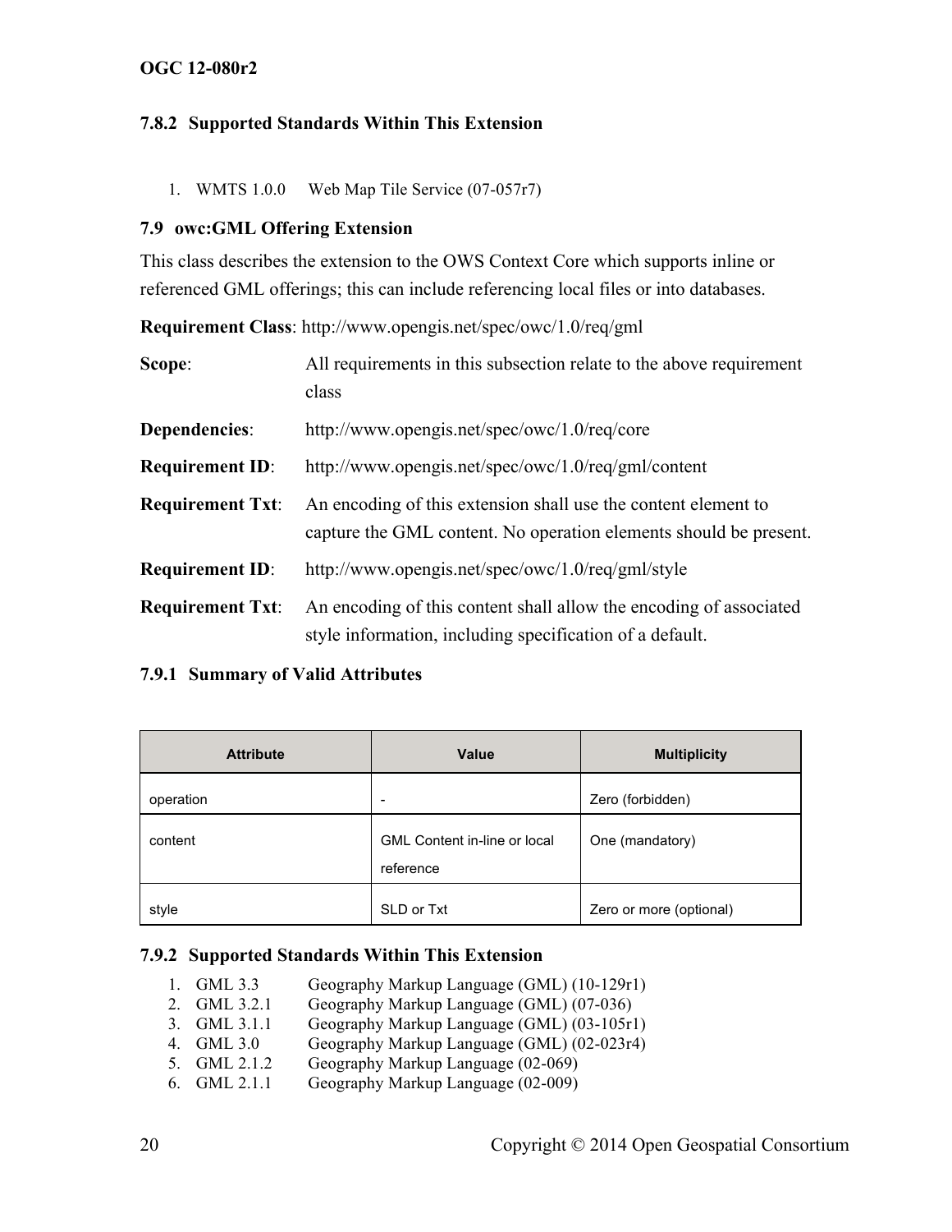### 7.8.2 Supported Standards Within This Extension

1. WMTS 1.0.0 Web Map Tile Service (07-057r7)

## 7.9 owc:GML Offering Extension

This class describes the extension to the OWS Context Core which supports inline or referenced GML offerings; this can include referencing local files or into databases.

**Requirement Class**: http://www.opengis.net/spec/owc/1.0/req/gml

**Scope**: All requirements in this subsection relate to the above requirement class

**Dependencies**: http://www.opengis.net/spec/owc/1.0/req/core

**Requirement ID**: http://www.opengis.net/spec/owc/1.0/req/gml/content

**Requirement Txt**: An encoding of this extension shall use the content element to capture the GML content. No operation elements should be present.

**Requirement ID**: http://www.opengis.net/spec/owc/1.0/req/gml/style

**Requirement Txt**: An encoding of this content shall allow the encoding of associated style information, including specification of a default.

### 7.9.1 Summary of Valid Attributes

| Attribute | Value | Multiplicity |
|---|---|---|
| operation | - | Zero (forbidden) |
| content | GML Content in-line or local reference | One (mandatory) |
| style | SLD or Txt | Zero or more (optional) |

### 7.9.2 Supported Standards Within This Extension

1. GML 3.3 Geography Markup Language (GML) (10-129r1)
2. GML 3.2.1 Geography Markup Language (GML) (07-036)
3. GML 3.1.1 Geography Markup Language (GML) (03-105r1)
4. GML 3.0 Geography Markup Language (GML) (02-023r4)
5. GML 2.1.2 Geography Markup Language (02-069)
6. GML 2.1.1 Geography Markup Language (02-009)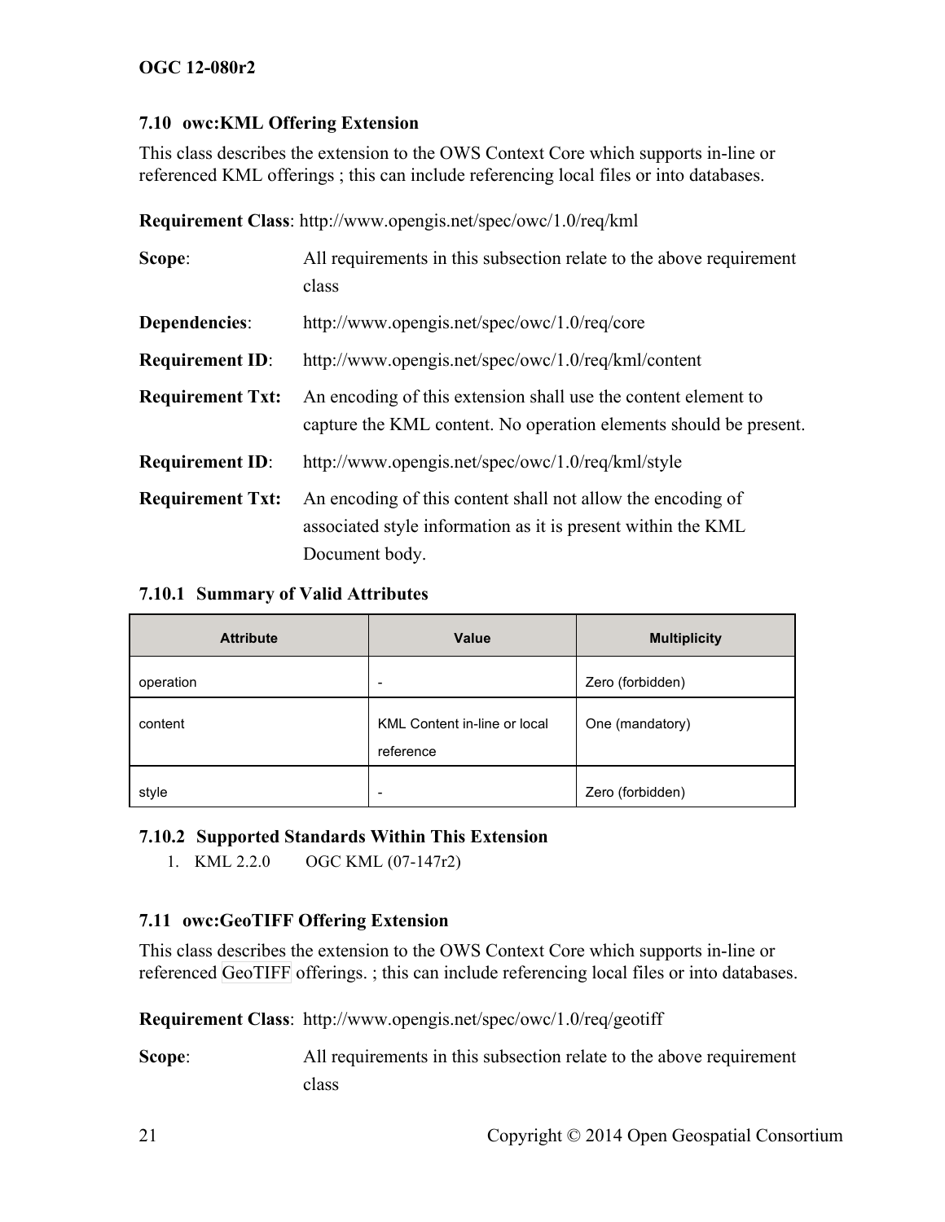### 7.10 owc:KML Offering Extension

This class describes the extension to the OWS Context Core which supports in-line or referenced KML offerings ; this can include referencing local files or into databases.

**Requirement Class**: http://www.opengis.net/spec/owc/1.0/req/kml

| | |
|---|---|
| **Scope**: | All requirements in this subsection relate to the above requirement class |
| **Dependencies**: | http://www.opengis.net/spec/owc/1.0/req/core |
| **Requirement ID**: | http://www.opengis.net/spec/owc/1.0/req/kml/content |
| **Requirement Txt:** | An encoding of this extension shall use the content element to capture the KML content. No operation elements should be present. |
| **Requirement ID**: | http://www.opengis.net/spec/owc/1.0/req/kml/style |
| **Requirement Txt:** | An encoding of this content shall not allow the encoding of associated style information as it is present within the KML Document body. |

#### 7.10.1 Summary of Valid Attributes

| Attribute | Value | Multiplicity |
|---|---|---|
| operation | - | Zero (forbidden) |
| content | KML Content in-line or local reference | One (mandatory) |
| style | - | Zero (forbidden) |

#### 7.10.2 Supported Standards Within This Extension

1. KML 2.2.0 OGC KML (07-147r2)

### 7.11 owc:GeoTIFF Offering Extension

This class describes the extension to the OWS Context Core which supports in-line or referenced GeoTIFF offerings. ; this can include referencing local files or into databases.

**Requirement Class**: http://www.opengis.net/spec/owc/1.0/req/geotiff

| | |
|---|---|
| **Scope**: | All requirements in this subsection relate to the above requirement class |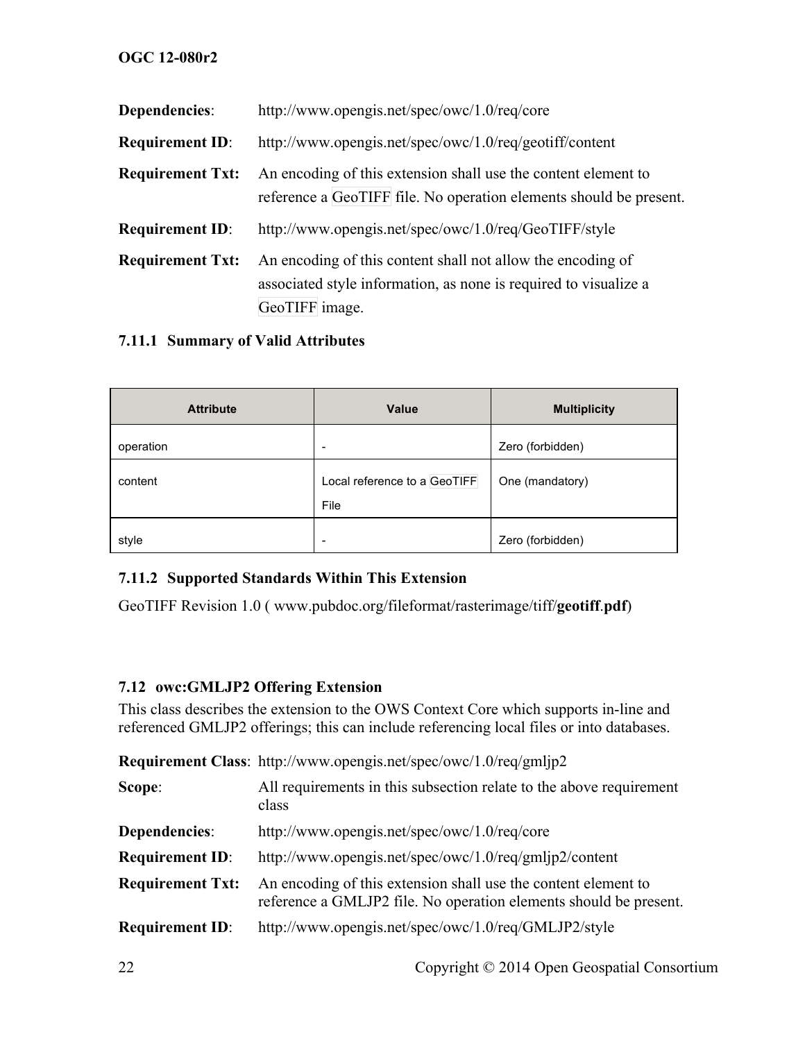**Dependencies**: http://www.opengis.net/spec/owc/1.0/req/core

**Requirement ID**: http://www.opengis.net/spec/owc/1.0/req/geotiff/content

**Requirement Txt:** An encoding of this extension shall use the content element to reference a GeoTIFF file. No operation elements should be present.

**Requirement ID**: http://www.opengis.net/spec/owc/1.0/req/GeoTIFF/style

**Requirement Txt:** An encoding of this content shall not allow the encoding of associated style information, as none is required to visualize a GeoTIFF image.

#### 7.11.1 Summary of Valid Attributes

| Attribute | Value | Multiplicity |
|---|---|---|
| operation | - | Zero (forbidden) |
| content | Local reference to a GeoTIFF File | One (mandatory) |
| style | - | Zero (forbidden) |

#### 7.11.2 Supported Standards Within This Extension

GeoTIFF Revision 1.0 ( www.pubdoc.org/fileformat/rasterimage/tiff/**geotiff**.**pdf**)

### 7.12 owc:GMLJP2 Offering Extension

This class describes the extension to the OWS Context Core which supports in-line and referenced GMLJP2 offerings; this can include referencing local files or into databases.

**Requirement Class**: http://www.opengis.net/spec/owc/1.0/req/gmljp2

**Scope**: All requirements in this subsection relate to the above requirement class

**Dependencies**: http://www.opengis.net/spec/owc/1.0/req/core

**Requirement ID**: http://www.opengis.net/spec/owc/1.0/req/gmljp2/content

**Requirement Txt:** An encoding of this extension shall use the content element to reference a GMLJP2 file. No operation elements should be present.

**Requirement ID**: http://www.opengis.net/spec/owc/1.0/req/GMLJP2/style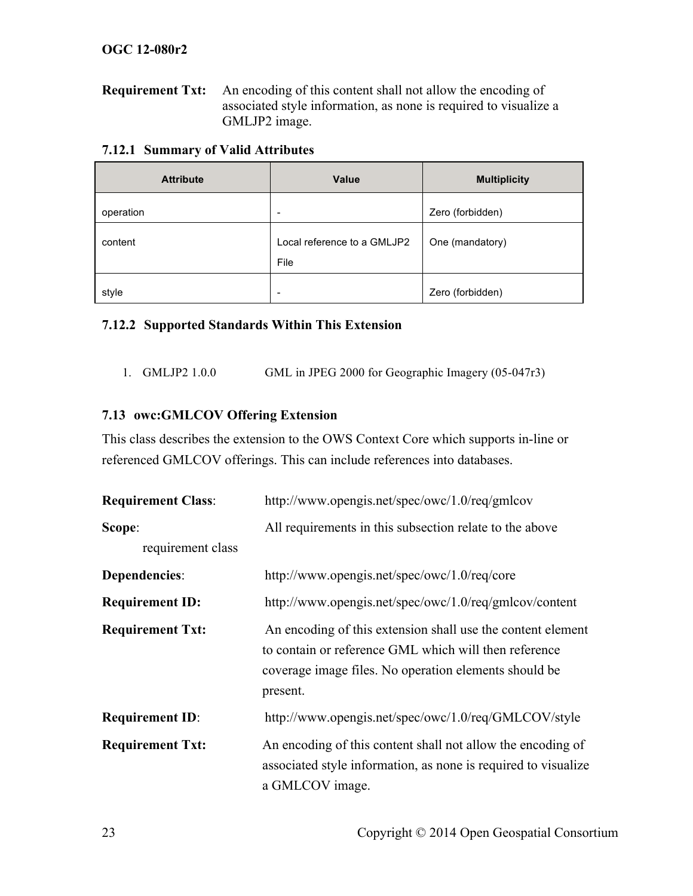**Requirement Txt:** An encoding of this content shall not allow the encoding of associated style information, as none is required to visualize a GMLJP2 image.

### 7.12.1 Summary of Valid Attributes

| Attribute | Value | Multiplicity |
|---|---|---|
| operation | - | Zero (forbidden) |
| content | Local reference to a GMLJP2 File | One (mandatory) |
| style | - | Zero (forbidden) |

### 7.12.2 Supported Standards Within This Extension

1. GMLJP2 1.0.0 GML in JPEG 2000 for Geographic Imagery (05-047r3)

## 7.13 owc:GMLCOV Offering Extension

This class describes the extension to the OWS Context Core which supports in-line or referenced GMLCOV offerings. This can include references into databases.

**Requirement Class**: http://www.opengis.net/spec/owc/1.0/req/gmlcov

**Scope**: All requirements in this subsection relate to the above requirement class

**Dependencies**: http://www.opengis.net/spec/owc/1.0/req/core

**Requirement ID:** http://www.opengis.net/spec/owc/1.0/req/gmlcov/content

**Requirement Txt:** An encoding of this extension shall use the content element to contain or reference GML which will then reference coverage image files. No operation elements should be present.

**Requirement ID**: http://www.opengis.net/spec/owc/1.0/req/GMLCOV/style

**Requirement Txt:** An encoding of this content shall not allow the encoding of associated style information, as none is required to visualize a GMLCOV image.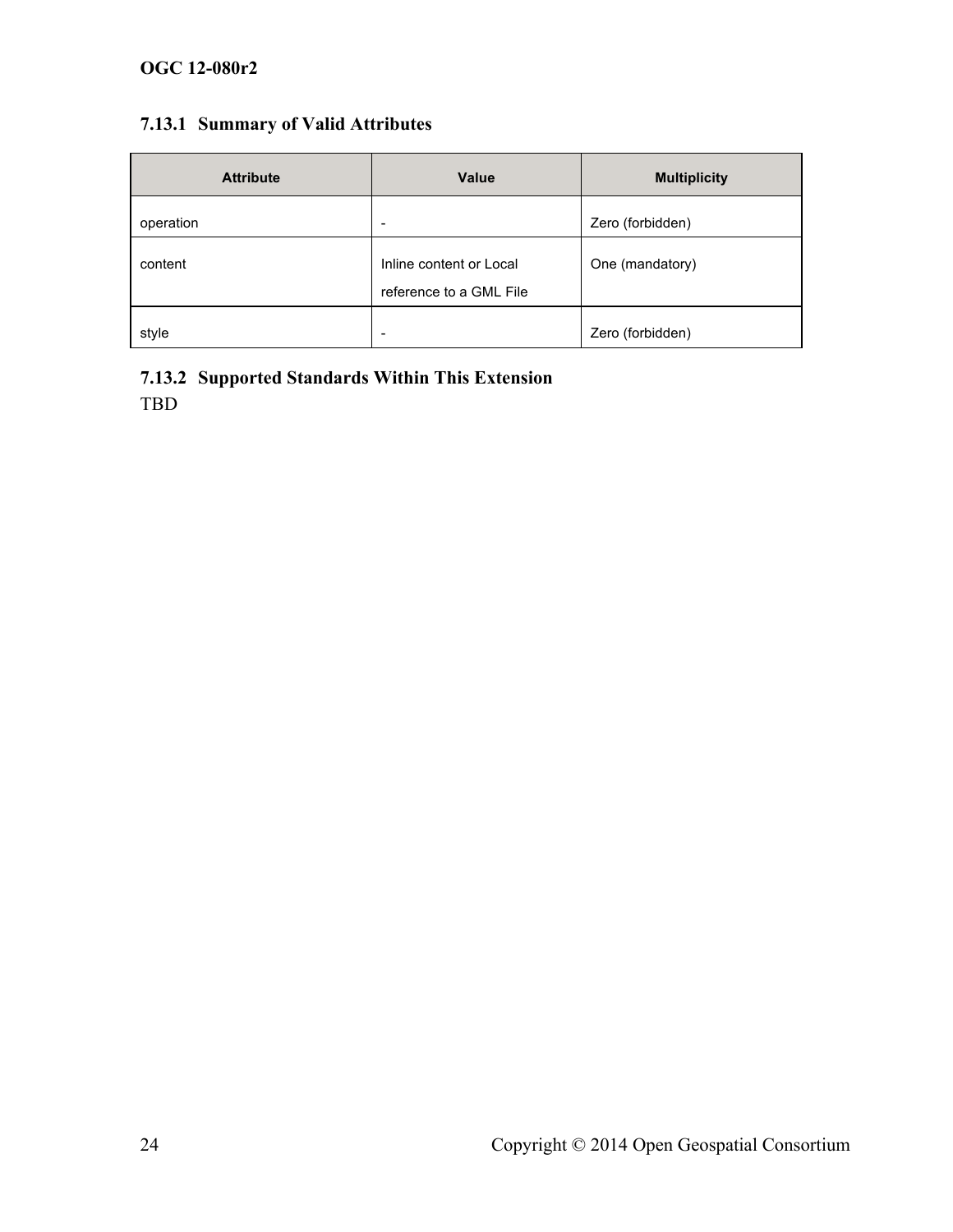### 7.13.1 Summary of Valid Attributes

| Attribute | Value | Multiplicity |
|---|---|---|
| operation | - | Zero (forbidden) |
| content | Inline content or Local reference to a GML File | One (mandatory) |
| style | - | Zero (forbidden) |

### 7.13.2 Supported Standards Within This Extension

TBD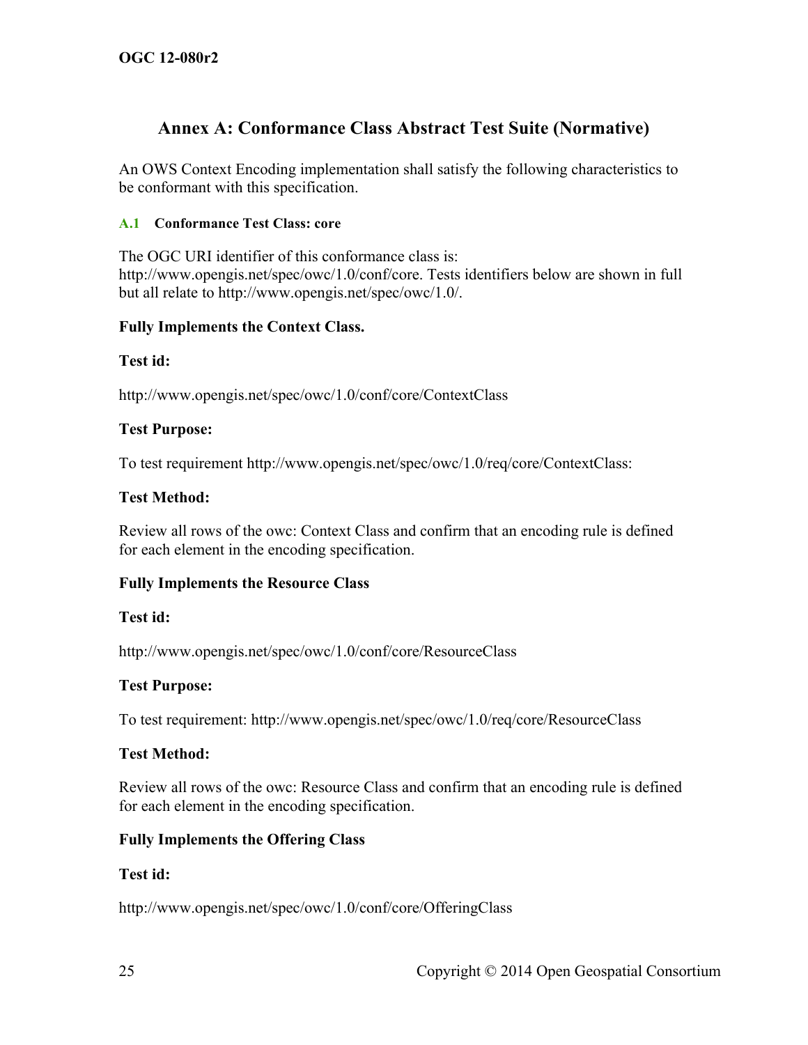# Annex A: Conformance Class Abstract Test Suite (Normative)

An OWS Context Encoding implementation shall satisfy the following characteristics to be conformant with this specification.

## A.1 Conformance Test Class: core

The OGC URI identifier of this conformance class is: http://www.opengis.net/spec/owc/1.0/conf/core. Tests identifiers below are shown in full but all relate to http://www.opengis.net/spec/owc/1.0/.

**Fully Implements the Context Class.**

**Test id:**

http://www.opengis.net/spec/owc/1.0/conf/core/ContextClass

**Test Purpose:**

To test requirement http://www.opengis.net/spec/owc/1.0/req/core/ContextClass:

**Test Method:**

Review all rows of the owc: Context Class and confirm that an encoding rule is defined for each element in the encoding specification.

**Fully Implements the Resource Class**

**Test id:**

http://www.opengis.net/spec/owc/1.0/conf/core/ResourceClass

**Test Purpose:**

To test requirement: http://www.opengis.net/spec/owc/1.0/req/core/ResourceClass

**Test Method:**

Review all rows of the owc: Resource Class and confirm that an encoding rule is defined for each element in the encoding specification.

**Fully Implements the Offering Class**

**Test id:**

http://www.opengis.net/spec/owc/1.0/conf/core/OfferingClass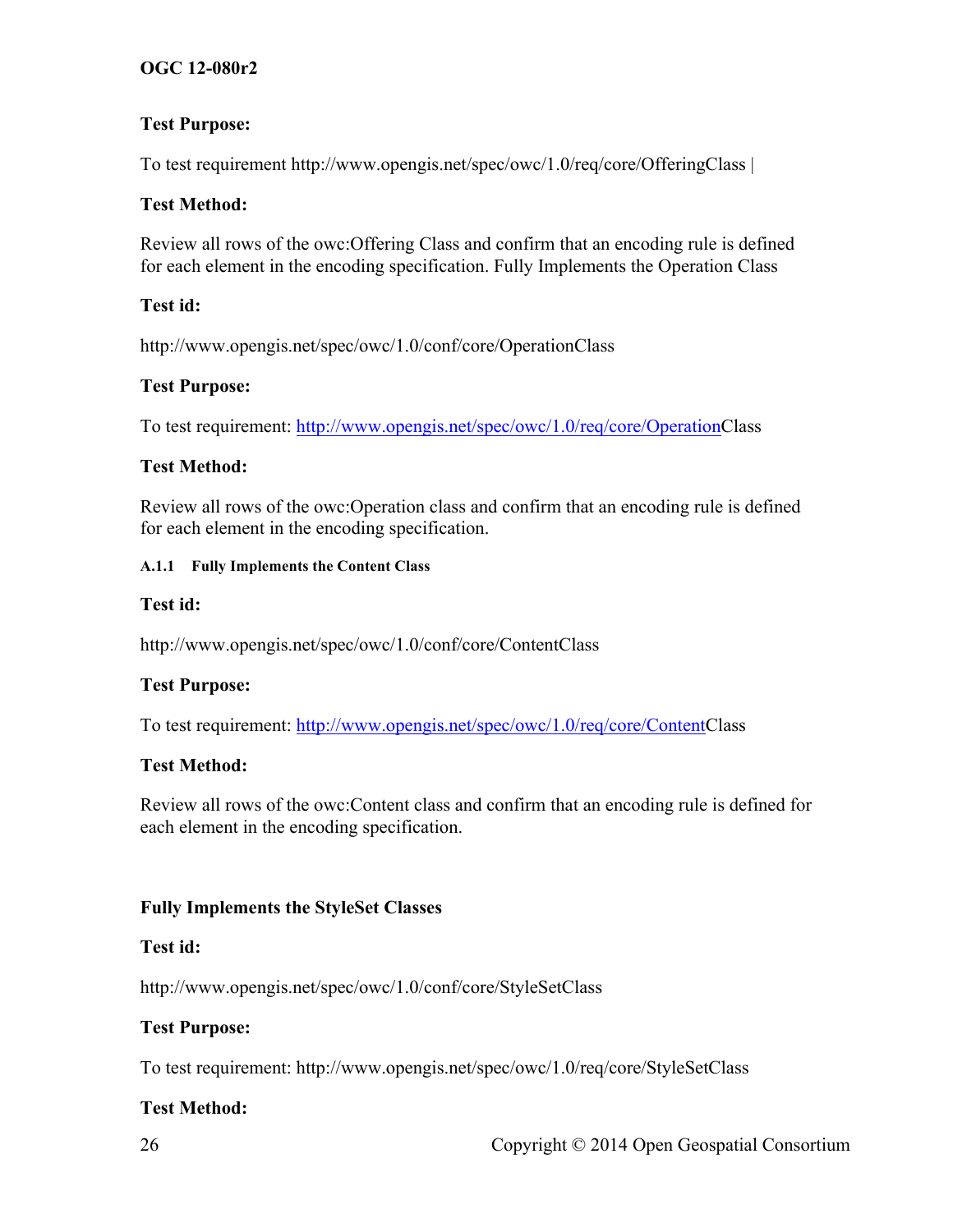**Test Purpose:**

To test requirement http://www.opengis.net/spec/owc/1.0/req/core/OfferingClass |

**Test Method:**

Review all rows of the owc:Offering Class and confirm that an encoding rule is defined for each element in the encoding specification. Fully Implements the Operation Class

**Test id:**

http://www.opengis.net/spec/owc/1.0/conf/core/OperationClass

**Test Purpose:**

To test requirement: http://www.opengis.net/spec/owc/1.0/req/core/OperationClass

**Test Method:**

Review all rows of the owc:Operation class and confirm that an encoding rule is defined for each element in the encoding specification.

#### A.1.1 Fully Implements the Content Class

**Test id:**

http://www.opengis.net/spec/owc/1.0/conf/core/ContentClass

**Test Purpose:**

To test requirement: http://www.opengis.net/spec/owc/1.0/req/core/ContentClass

**Test Method:**

Review all rows of the owc:Content class and confirm that an encoding rule is defined for each element in the encoding specification.

**Fully Implements the StyleSet Classes**

**Test id:**

http://www.opengis.net/spec/owc/1.0/conf/core/StyleSetClass

**Test Purpose:**

To test requirement: http://www.opengis.net/spec/owc/1.0/req/core/StyleSetClass

**Test Method:**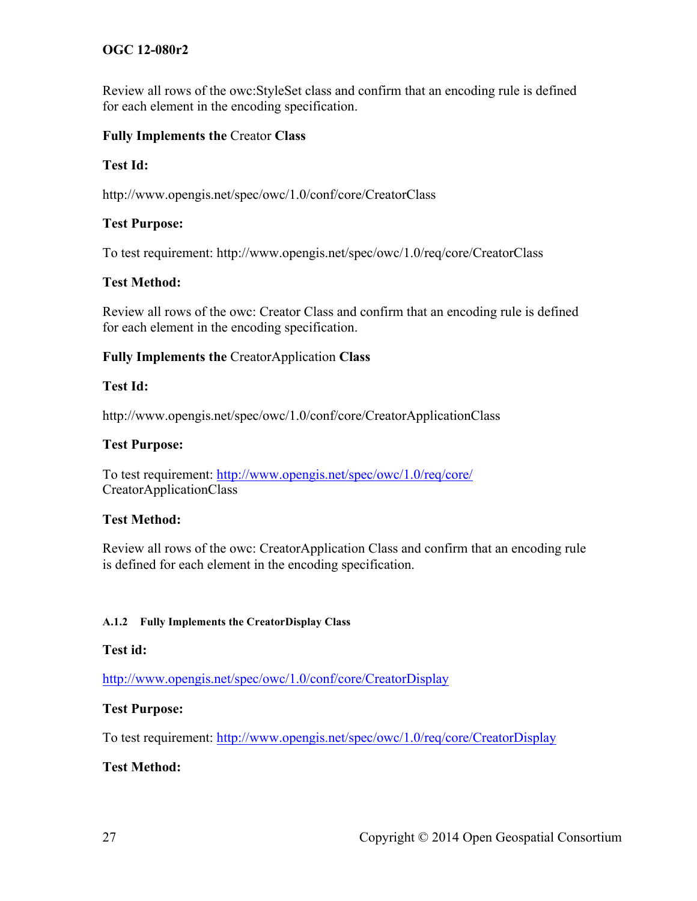Review all rows of the owc:StyleSet class and confirm that an encoding rule is defined for each element in the encoding specification.

**Fully Implements the** Creator **Class**

**Test Id:**

http://www.opengis.net/spec/owc/1.0/conf/core/CreatorClass

**Test Purpose:**

To test requirement: http://www.opengis.net/spec/owc/1.0/req/core/CreatorClass

**Test Method:**

Review all rows of the owc: Creator Class and confirm that an encoding rule is defined for each element in the encoding specification.

**Fully Implements the** CreatorApplication **Class**

**Test Id:**

http://www.opengis.net/spec/owc/1.0/conf/core/CreatorApplicationClass

**Test Purpose:**

To test requirement: http://www.opengis.net/spec/owc/1.0/req/core/ CreatorApplicationClass

**Test Method:**

Review all rows of the owc: CreatorApplication Class and confirm that an encoding rule is defined for each element in the encoding specification.

#### A.1.2 Fully Implements the CreatorDisplay Class

**Test id:**

http://www.opengis.net/spec/owc/1.0/conf/core/CreatorDisplay

**Test Purpose:**

To test requirement: http://www.opengis.net/spec/owc/1.0/req/core/CreatorDisplay

**Test Method:**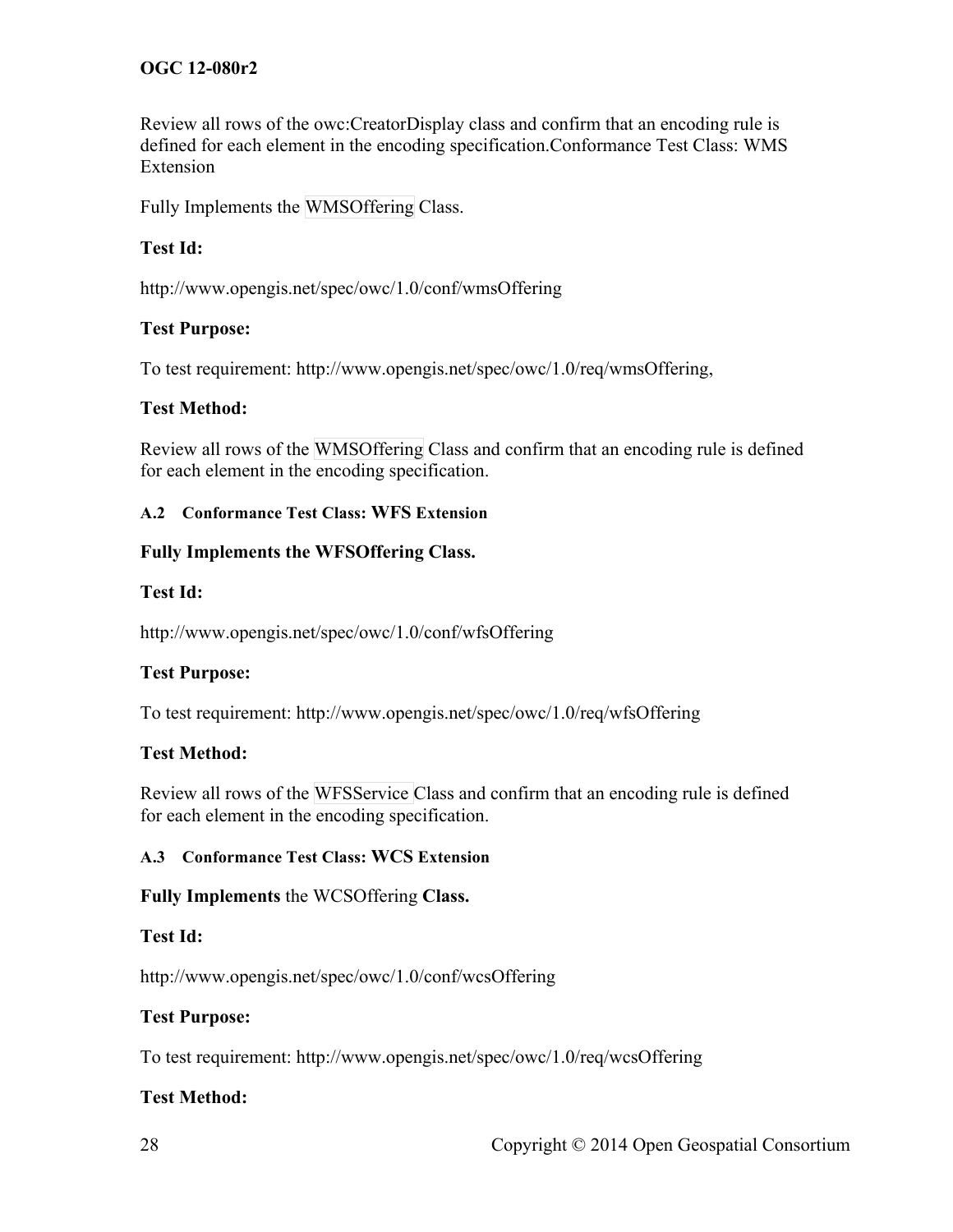Review all rows of the owc:CreatorDisplay class and confirm that an encoding rule is defined for each element in the encoding specification.Conformance Test Class: WMS Extension

Fully Implements the WMSOffering Class.

**Test Id:**

http://www.opengis.net/spec/owc/1.0/conf/wmsOffering

**Test Purpose:**

To test requirement: http://www.opengis.net/spec/owc/1.0/req/wmsOffering,

**Test Method:**

Review all rows of the WMSOffering Class and confirm that an encoding rule is defined for each element in the encoding specification.

### A.2 Conformance Test Class: WFS Extension

**Fully Implements the WFSOffering Class.**

**Test Id:**

http://www.opengis.net/spec/owc/1.0/conf/wfsOffering

**Test Purpose:**

To test requirement: http://www.opengis.net/spec/owc/1.0/req/wfsOffering

**Test Method:**

Review all rows of the WFSService Class and confirm that an encoding rule is defined for each element in the encoding specification.

### A.3 Conformance Test Class: WCS Extension

**Fully Implements** the WCSOffering **Class.**

**Test Id:**

http://www.opengis.net/spec/owc/1.0/conf/wcsOffering

**Test Purpose:**

To test requirement: http://www.opengis.net/spec/owc/1.0/req/wcsOffering

**Test Method:**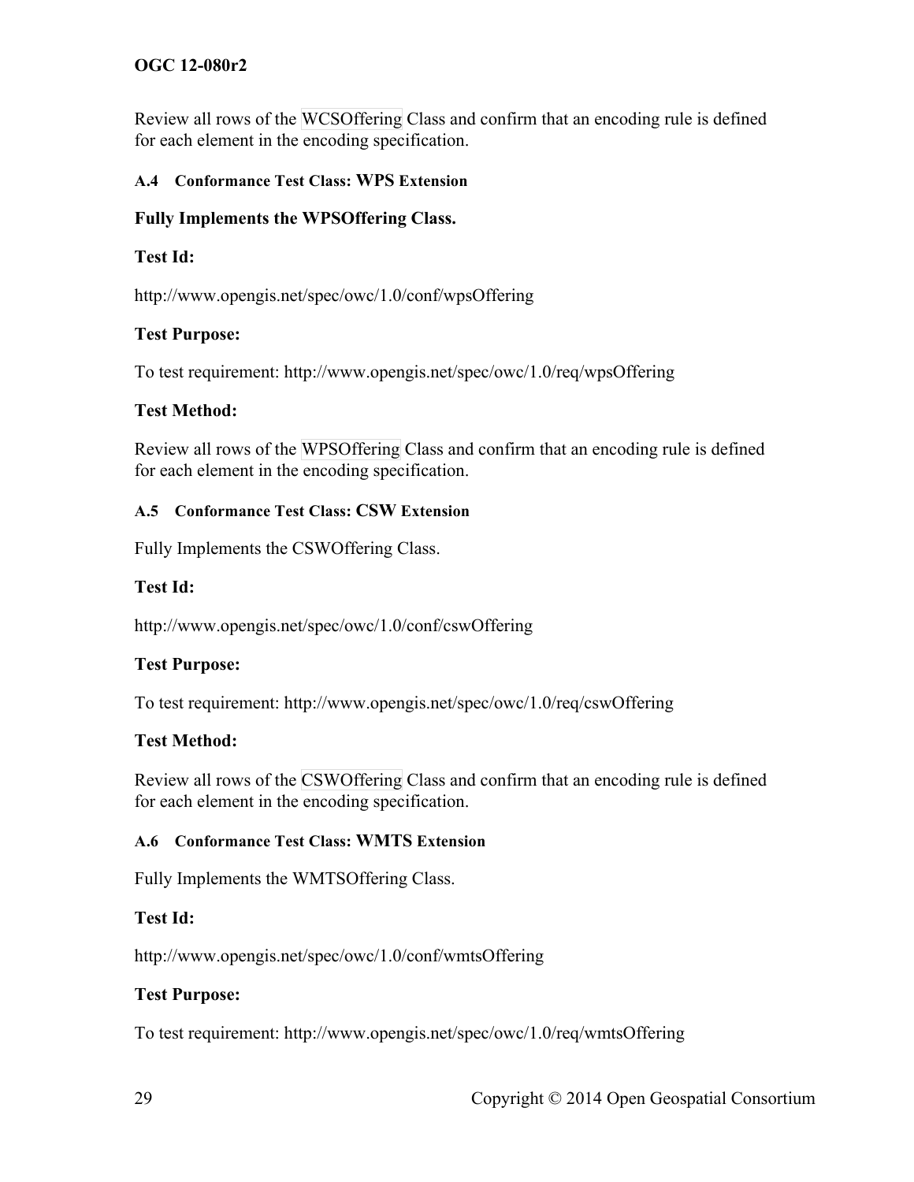Review all rows of the WCSOffering Class and confirm that an encoding rule is defined for each element in the encoding specification.

### A.4 Conformance Test Class: WPS Extension

**Fully Implements the WPSOffering Class.**

**Test Id:**

http://www.opengis.net/spec/owc/1.0/conf/wpsOffering

**Test Purpose:**

To test requirement: http://www.opengis.net/spec/owc/1.0/req/wpsOffering

**Test Method:**

Review all rows of the WPSOffering Class and confirm that an encoding rule is defined for each element in the encoding specification.

### A.5 Conformance Test Class: CSW Extension

Fully Implements the CSWOffering Class.

**Test Id:**

http://www.opengis.net/spec/owc/1.0/conf/cswOffering

**Test Purpose:**

To test requirement: http://www.opengis.net/spec/owc/1.0/req/cswOffering

**Test Method:**

Review all rows of the CSWOffering Class and confirm that an encoding rule is defined for each element in the encoding specification.

### A.6 Conformance Test Class: WMTS Extension

Fully Implements the WMTSOffering Class.

**Test Id:**

http://www.opengis.net/spec/owc/1.0/conf/wmtsOffering

**Test Purpose:**

To test requirement: http://www.opengis.net/spec/owc/1.0/req/wmtsOffering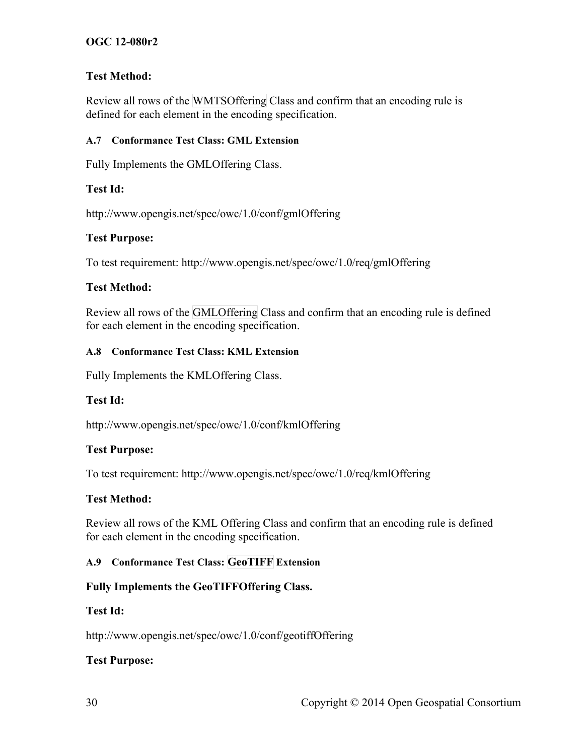**Test Method:**

Review all rows of the WMTSOffering Class and confirm that an encoding rule is defined for each element in the encoding specification.

### A.7 Conformance Test Class: GML Extension

Fully Implements the GMLOffering Class.

**Test Id:**

http://www.opengis.net/spec/owc/1.0/conf/gmlOffering

**Test Purpose:**

To test requirement: http://www.opengis.net/spec/owc/1.0/req/gmlOffering

**Test Method:**

Review all rows of the GMLOffering Class and confirm that an encoding rule is defined for each element in the encoding specification.

### A.8 Conformance Test Class: KML Extension

Fully Implements the KMLOffering Class.

**Test Id:**

http://www.opengis.net/spec/owc/1.0/conf/kmlOffering

**Test Purpose:**

To test requirement: http://www.opengis.net/spec/owc/1.0/req/kmlOffering

**Test Method:**

Review all rows of the KML Offering Class and confirm that an encoding rule is defined for each element in the encoding specification.

### A.9 Conformance Test Class: GeoTIFF Extension

**Fully Implements the GeoTIFFOffering Class.**

**Test Id:**

http://www.opengis.net/spec/owc/1.0/conf/geotiffOffering

**Test Purpose:**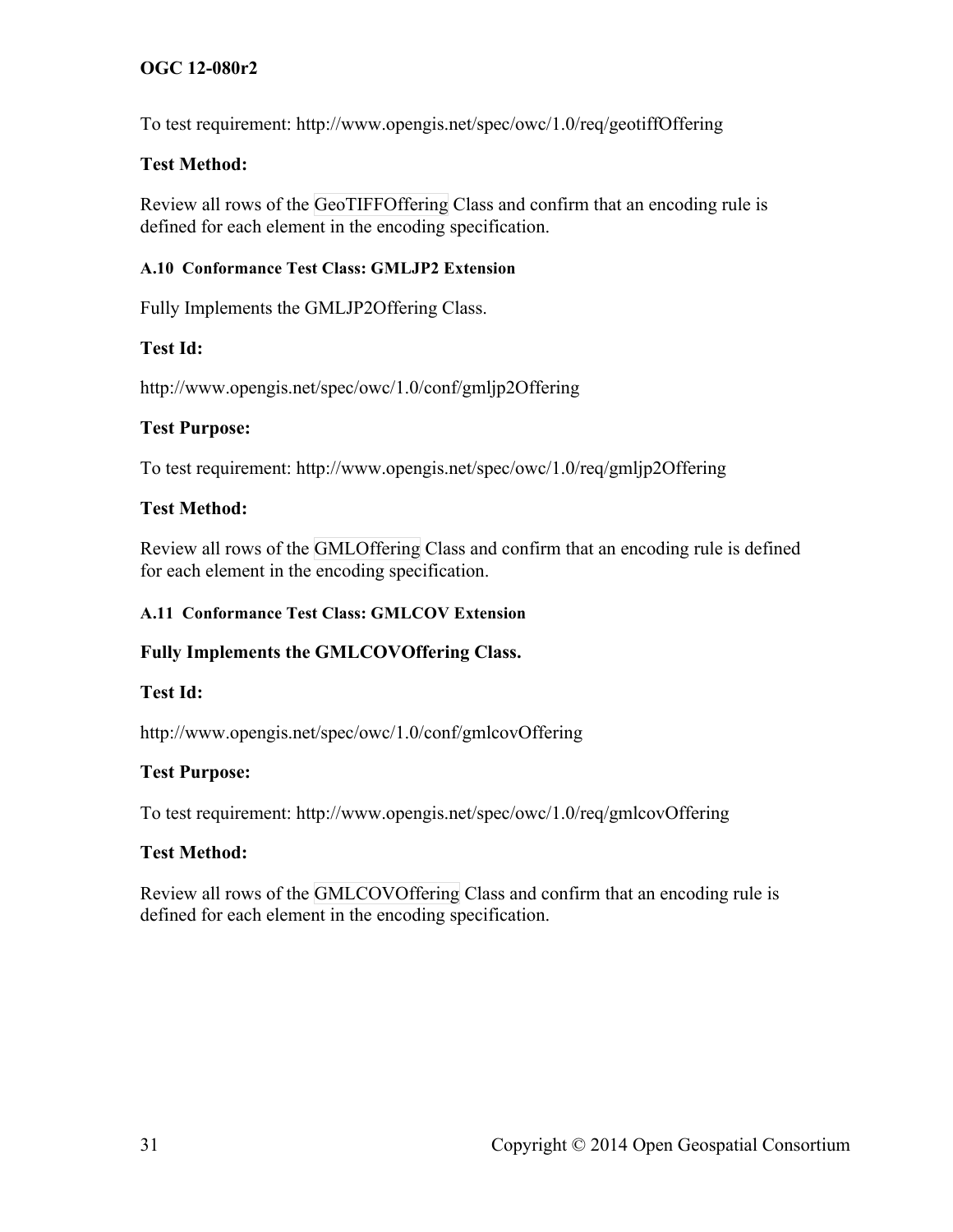To test requirement: http://www.opengis.net/spec/owc/1.0/req/geotiffOffering

**Test Method:**

Review all rows of the GeoTIFFOffering Class and confirm that an encoding rule is defined for each element in the encoding specification.

### A.10 Conformance Test Class: GMLJP2 Extension

Fully Implements the GMLJP2Offering Class.

**Test Id:**

http://www.opengis.net/spec/owc/1.0/conf/gmljp2Offering

**Test Purpose:**

To test requirement: http://www.opengis.net/spec/owc/1.0/req/gmljp2Offering

**Test Method:**

Review all rows of the GMLOffering Class and confirm that an encoding rule is defined for each element in the encoding specification.

### A.11 Conformance Test Class: GMLCOV Extension

**Fully Implements the GMLCOVOffering Class.**

**Test Id:**

http://www.opengis.net/spec/owc/1.0/conf/gmlcovOffering

**Test Purpose:**

To test requirement: http://www.opengis.net/spec/owc/1.0/req/gmlcovOffering

**Test Method:**

Review all rows of the GMLCOVOffering Class and confirm that an encoding rule is defined for each element in the encoding specification.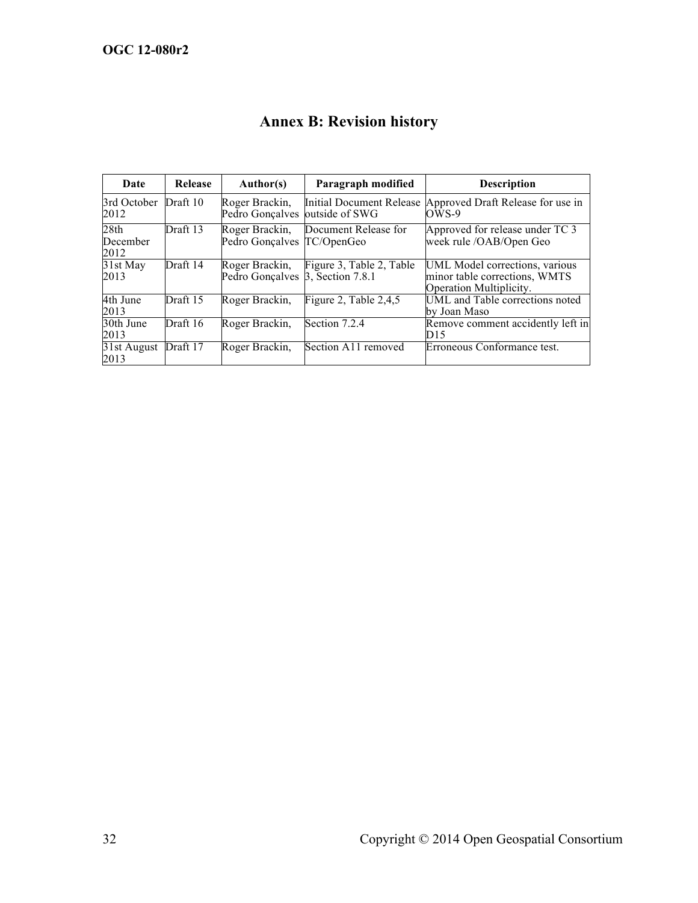# Annex B: Revision history

| Date | Release | Author(s) | Paragraph modified | Description |
| --- | --- | --- | --- | --- |
| 3rd October 2012 | Draft 10 | Roger Brackin, Pedro Gonçalves | Initial Document Release outside of SWG | Approved Draft Release for use in OWS-9 |
| 28th December 2012 | Draft 13 | Roger Brackin, Pedro Gonçalves | Document Release for TC/OpenGeo | Approved for release under TC 3 week rule /OAB/Open Geo |
| 31st May 2013 | Draft 14 | Roger Brackin, Pedro Gonçalves | Figure 3, Table 2, Table 3, Section 7.8.1 | UML Model corrections, various minor table corrections, WMTS Operation Multiplicity. |
| 4th June 2013 | Draft 15 | Roger Brackin, | Figure 2, Table 2,4,5 | UML and Table corrections noted by Joan Maso |
| 30th June 2013 | Draft 16 | Roger Brackin, | Section 7.2.4 | Remove comment accidently left in D15 |
| 31st August 2013 | Draft 17 | Roger Brackin, | Section A11 removed | Erroneous Conformance test. |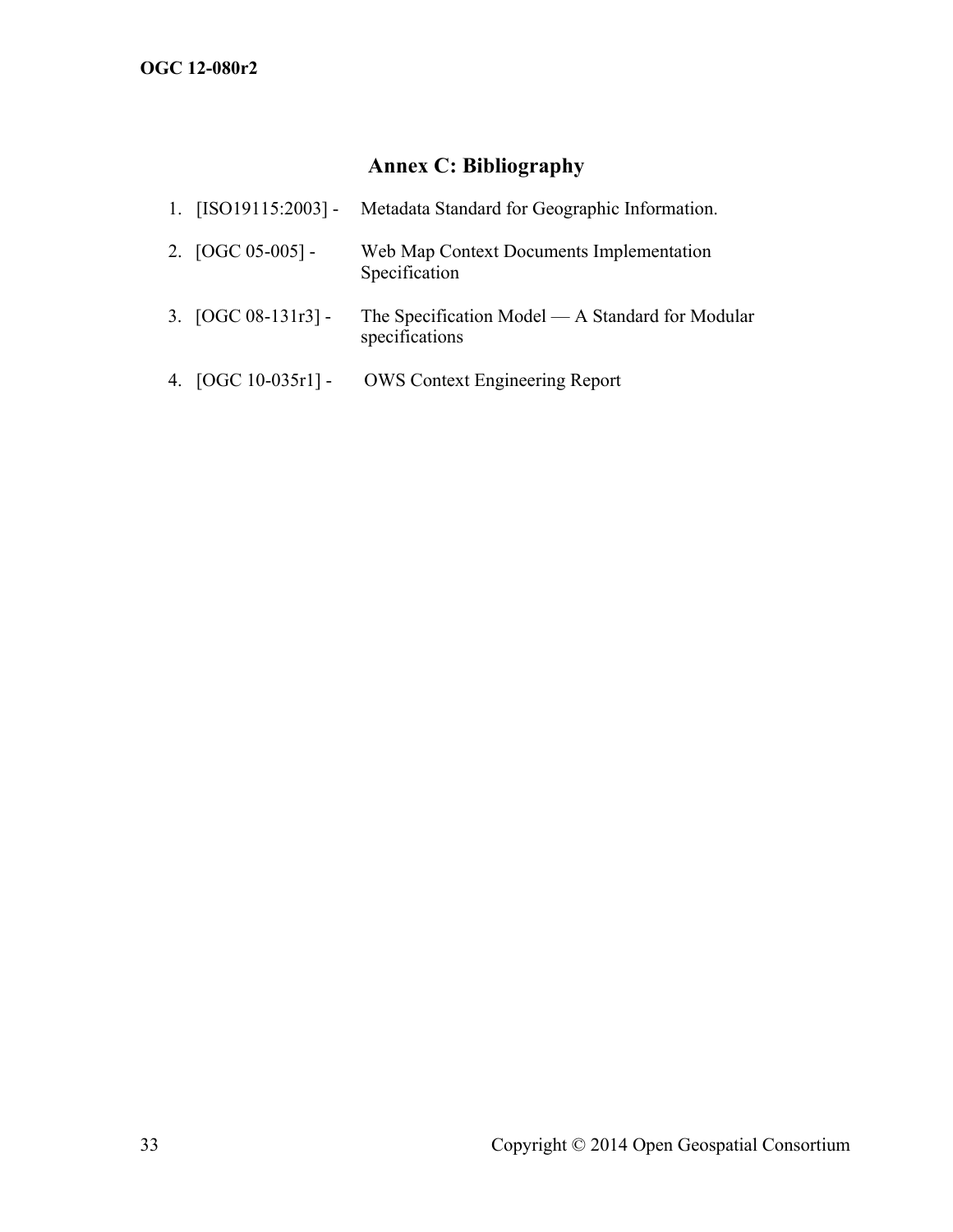# Annex C: Bibliography

1. [ISO19115:2003] - Metadata Standard for Geographic Information.
2. [OGC 05-005] - Web Map Context Documents Implementation Specification
3. [OGC 08-131r3] - The Specification Model — A Standard for Modular specifications
4. [OGC 10-035r1] - OWS Context Engineering Report